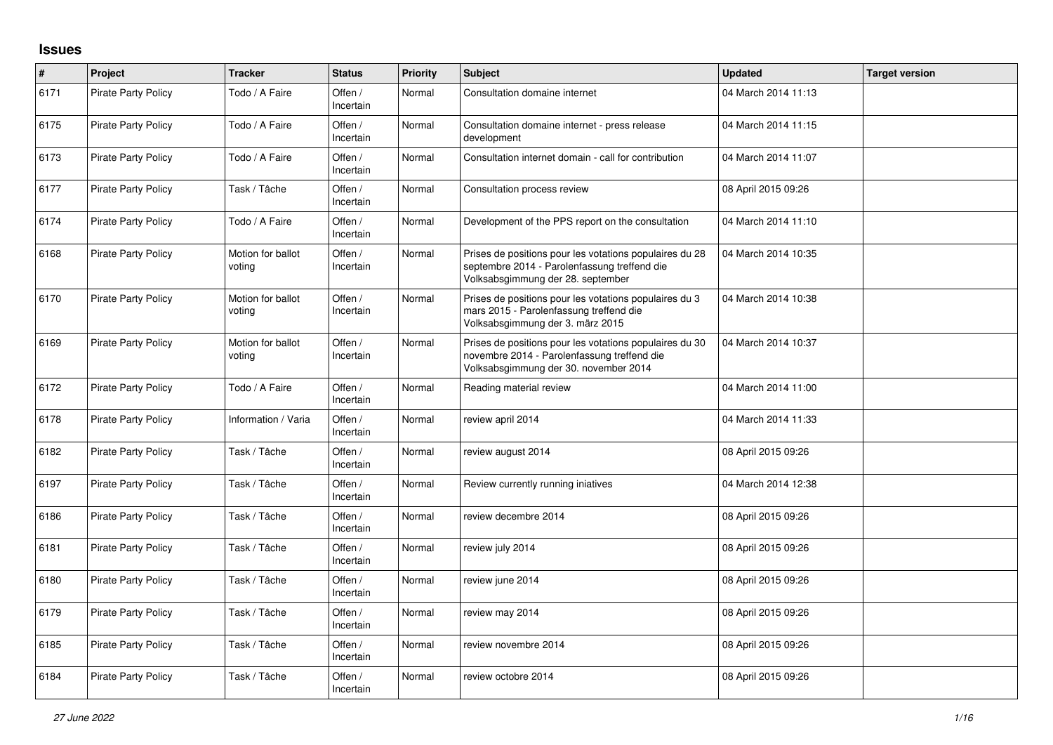# Issues

| # | Project | Tracker | Status | Priority | Subject | Updated | Target version |
|---|---|---|---|---|---|---|---|
| 6171 | Pirate Party Policy | Todo / A Faire | Offen / Incertain | Normal | Consultation domaine internet | 04 March 2014 11:13 | |
| 6175 | Pirate Party Policy | Todo / A Faire | Offen / Incertain | Normal | Consultation domaine internet - press release development | 04 March 2014 11:15 | |
| 6173 | Pirate Party Policy | Todo / A Faire | Offen / Incertain | Normal | Consultation internet domain - call for contribution | 04 March 2014 11:07 | |
| 6177 | Pirate Party Policy | Task / Tâche | Offen / Incertain | Normal | Consultation process review | 08 April 2015 09:26 | |
| 6174 | Pirate Party Policy | Todo / A Faire | Offen / Incertain | Normal | Development of the PPS report on the consultation | 04 March 2014 11:10 | |
| 6168 | Pirate Party Policy | Motion for ballot voting | Offen / Incertain | Normal | Prises de positions pour les votations populaires du 28 septembre 2014 - Parolenfassung treffend die Volksabsgimmung der 28. september | 04 March 2014 10:35 | |
| 6170 | Pirate Party Policy | Motion for ballot voting | Offen / Incertain | Normal | Prises de positions pour les votations populaires du 3 mars 2015 - Parolenfassung treffend die Volksabsgimmung der 3. märz 2015 | 04 March 2014 10:38 | |
| 6169 | Pirate Party Policy | Motion for ballot voting | Offen / Incertain | Normal | Prises de positions pour les votations populaires du 30 novembre 2014 - Parolenfassung treffend die Volksabsgimmung der 30. november 2014 | 04 March 2014 10:37 | |
| 6172 | Pirate Party Policy | Todo / A Faire | Offen / Incertain | Normal | Reading material review | 04 March 2014 11:00 | |
| 6178 | Pirate Party Policy | Information / Varia | Offen / Incertain | Normal | review april 2014 | 04 March 2014 11:33 | |
| 6182 | Pirate Party Policy | Task / Tâche | Offen / Incertain | Normal | review august 2014 | 08 April 2015 09:26 | |
| 6197 | Pirate Party Policy | Task / Tâche | Offen / Incertain | Normal | Review currently running iniatives | 04 March 2014 12:38 | |
| 6186 | Pirate Party Policy | Task / Tâche | Offen / Incertain | Normal | review decembre 2014 | 08 April 2015 09:26 | |
| 6181 | Pirate Party Policy | Task / Tâche | Offen / Incertain | Normal | review july 2014 | 08 April 2015 09:26 | |
| 6180 | Pirate Party Policy | Task / Tâche | Offen / Incertain | Normal | review june 2014 | 08 April 2015 09:26 | |
| 6179 | Pirate Party Policy | Task / Tâche | Offen / Incertain | Normal | review may 2014 | 08 April 2015 09:26 | |
| 6185 | Pirate Party Policy | Task / Tâche | Offen / Incertain | Normal | review novembre 2014 | 08 April 2015 09:26 | |
| 6184 | Pirate Party Policy | Task / Tâche | Offen / Incertain | Normal | review octobre 2014 | 08 April 2015 09:26 | |

*27 June 2022*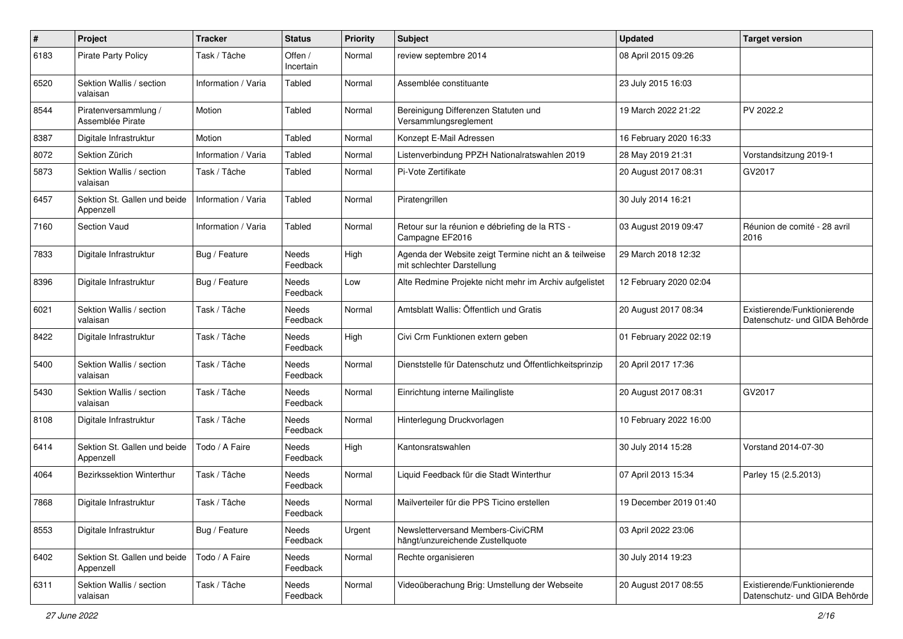| # | Project | Tracker | Status | Priority | Subject | Updated | Target version |
|---|---|---|---|---|---|---|---|
| 6183 | Pirate Party Policy | Task / Tâche | Offen / Incertain | Normal | review septembre 2014 | 08 April 2015 09:26 | |
| 6520 | Sektion Wallis / section valaisan | Information / Varia | Tabled | Normal | Assemblée constituante | 23 July 2015 16:03 | |
| 8544 | Piratenversammlung / Assemblée Pirate | Motion | Tabled | Normal | Bereinigung Differenzen Statuten und Versammlungsreglement | 19 March 2022 21:22 | PV 2022.2 |
| 8387 | Digitale Infrastruktur | Motion | Tabled | Normal | Konzept E-Mail Adressen | 16 February 2020 16:33 | |
| 8072 | Sektion Zürich | Information / Varia | Tabled | Normal | Listenverbindung PPZH Nationalratswahlen 2019 | 28 May 2019 21:31 | Vorstandsitzung 2019-1 |
| 5873 | Sektion Wallis / section valaisan | Task / Tâche | Tabled | Normal | Pi-Vote Zertifikate | 20 August 2017 08:31 | GV2017 |
| 6457 | Sektion St. Gallen und beide Appenzell | Information / Varia | Tabled | Normal | Piratengrillen | 30 July 2014 16:21 | |
| 7160 | Section Vaud | Information / Varia | Tabled | Normal | Retour sur la réunion e débriefing de la RTS - Campagne EF2016 | 03 August 2019 09:47 | Réunion de comité - 28 avril 2016 |
| 7833 | Digitale Infrastruktur | Bug / Feature | Needs Feedback | High | Agenda der Website zeigt Termine nicht an & teilweise mit schlechter Darstellung | 29 March 2018 12:32 | |
| 8396 | Digitale Infrastruktur | Bug / Feature | Needs Feedback | Low | Alte Redmine Projekte nicht mehr im Archiv aufgelistet | 12 February 2020 02:04 | |
| 6021 | Sektion Wallis / section valaisan | Task / Tâche | Needs Feedback | Normal | Amtsblatt Wallis: Öffentlich und Gratis | 20 August 2017 08:34 | Existierende/Funktionierende Datenschutz- und GIDA Behörde |
| 8422 | Digitale Infrastruktur | Task / Tâche | Needs Feedback | High | Civi Crm Funktionen extern geben | 01 February 2022 02:19 | |
| 5400 | Sektion Wallis / section valaisan | Task / Tâche | Needs Feedback | Normal | Dienststelle für Datenschutz und Öffentlichkeitsprinzip | 20 April 2017 17:36 | |
| 5430 | Sektion Wallis / section valaisan | Task / Tâche | Needs Feedback | Normal | Einrichtung interne Mailingliste | 20 August 2017 08:31 | GV2017 |
| 8108 | Digitale Infrastruktur | Task / Tâche | Needs Feedback | Normal | Hinterlegung Druckvorlagen | 10 February 2022 16:00 | |
| 6414 | Sektion St. Gallen und beide Appenzell | Todo / A Faire | Needs Feedback | High | Kantonsratswahlen | 30 July 2014 15:28 | Vorstand 2014-07-30 |
| 4064 | Bezirkssektion Winterthur | Task / Tâche | Needs Feedback | Normal | Liquid Feedback für die Stadt Winterthur | 07 April 2013 15:34 | Parley 15 (2.5.2013) |
| 7868 | Digitale Infrastruktur | Task / Tâche | Needs Feedback | Normal | Mailverteiler für die PPS Ticino erstellen | 19 December 2019 01:40 | |
| 8553 | Digitale Infrastruktur | Bug / Feature | Needs Feedback | Urgent | Newsletterversand Members-CiviCRM hängt/unzureichende Zustellquote | 03 April 2022 23:06 | |
| 6402 | Sektion St. Gallen und beide Appenzell | Todo / A Faire | Needs Feedback | Normal | Rechte organisieren | 30 July 2014 19:23 | |
| 6311 | Sektion Wallis / section valaisan | Task / Tâche | Needs Feedback | Normal | Videoüberachung Brig: Umstellung der Webseite | 20 August 2017 08:55 | Existierende/Funktionierende Datenschutz- und GIDA Behörde |

*27 June 2022*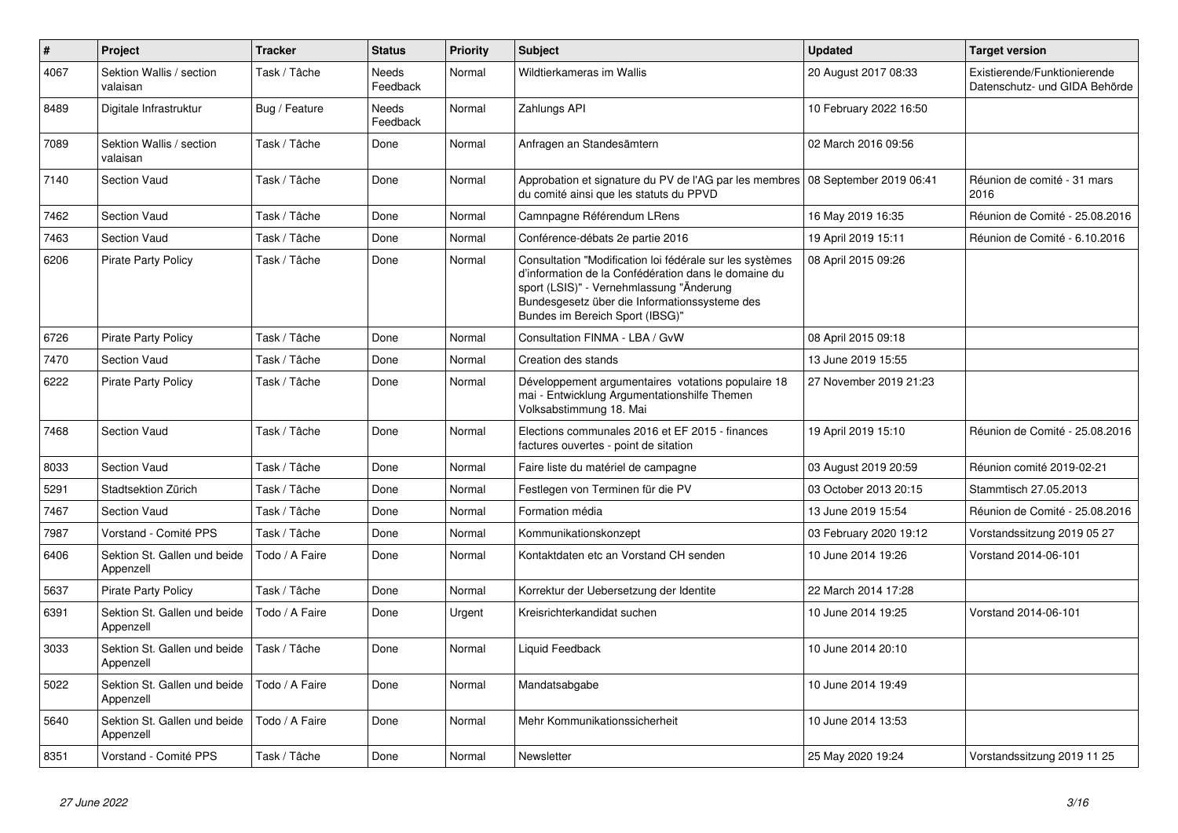| # | Project | Tracker | Status | Priority | Subject | Updated | Target version |
|---|---|---|---|---|---|---|---|
| 4067 | Sektion Wallis / section valaisan | Task / Tâche | Needs Feedback | Normal | Wildtierkameras im Wallis | 20 August 2017 08:33 | Existierende/Funktionierende Datenschutz- und GIDA Behörde |
| 8489 | Digitale Infrastruktur | Bug / Feature | Needs Feedback | Normal | Zahlungs API | 10 February 2022 16:50 | |
| 7089 | Sektion Wallis / section valaisan | Task / Tâche | Done | Normal | Anfragen an Standesämtern | 02 March 2016 09:56 | |
| 7140 | Section Vaud | Task / Tâche | Done | Normal | Approbation et signature du PV de l'AG par les membres du comité ainsi que les statuts du PPVD | 08 September 2019 06:41 | Réunion de comité - 31 mars 2016 |
| 7462 | Section Vaud | Task / Tâche | Done | Normal | Camnpagne Référendum LRens | 16 May 2019 16:35 | Réunion de Comité - 25.08.2016 |
| 7463 | Section Vaud | Task / Tâche | Done | Normal | Conférence-débats 2e partie 2016 | 19 April 2019 15:11 | Réunion de Comité - 6.10.2016 |
| 6206 | Pirate Party Policy | Task / Tâche | Done | Normal | Consultation "Modification loi fédérale sur les systèmes d'information de la Confédération dans le domaine du sport (LSIS)" - Vernehmlassung "Änderung Bundesgesetz über die Informationssysteme des Bundes im Bereich Sport (IBSG)" | 08 April 2015 09:26 | |
| 6726 | Pirate Party Policy | Task / Tâche | Done | Normal | Consultation FINMA - LBA / GvW | 08 April 2015 09:18 | |
| 7470 | Section Vaud | Task / Tâche | Done | Normal | Creation des stands | 13 June 2019 15:55 | |
| 6222 | Pirate Party Policy | Task / Tâche | Done | Normal | Développement argumentaires votations populaire 18 mai - Entwicklung Argumentationshilfe Themen Volksabstimmung 18. Mai | 27 November 2019 21:23 | |
| 7468 | Section Vaud | Task / Tâche | Done | Normal | Elections communales 2016 et EF 2015 - finances factures ouvertes - point de sitation | 19 April 2019 15:10 | Réunion de Comité - 25.08.2016 |
| 8033 | Section Vaud | Task / Tâche | Done | Normal | Faire liste du matériel de campagne | 03 August 2019 20:59 | Réunion comité 2019-02-21 |
| 5291 | Stadtsektion Zürich | Task / Tâche | Done | Normal | Festlegen von Terminen für die PV | 03 October 2013 20:15 | Stammtisch 27.05.2013 |
| 7467 | Section Vaud | Task / Tâche | Done | Normal | Formation média | 13 June 2019 15:54 | Réunion de Comité - 25.08.2016 |
| 7987 | Vorstand - Comité PPS | Task / Tâche | Done | Normal | Kommunikationskonzept | 03 February 2020 19:12 | Vorstandssitzung 2019 05 27 |
| 6406 | Sektion St. Gallen und beide Appenzell | Todo / A Faire | Done | Normal | Kontaktdaten etc an Vorstand CH senden | 10 June 2014 19:26 | Vorstand 2014-06-101 |
| 5637 | Pirate Party Policy | Task / Tâche | Done | Normal | Korrektur der Uebersetzung der Identite | 22 March 2014 17:28 | |
| 6391 | Sektion St. Gallen und beide Appenzell | Todo / A Faire | Done | Urgent | Kreisrichterkandidat suchen | 10 June 2014 19:25 | Vorstand 2014-06-101 |
| 3033 | Sektion St. Gallen und beide Appenzell | Task / Tâche | Done | Normal | Liquid Feedback | 10 June 2014 20:10 | |
| 5022 | Sektion St. Gallen und beide Appenzell | Todo / A Faire | Done | Normal | Mandatsabgabe | 10 June 2014 19:49 | |
| 5640 | Sektion St. Gallen und beide Appenzell | Todo / A Faire | Done | Normal | Mehr Kommunikationssicherheit | 10 June 2014 13:53 | |
| 8351 | Vorstand - Comité PPS | Task / Tâche | Done | Normal | Newsletter | 25 May 2020 19:24 | Vorstandssitzung 2019 11 25 |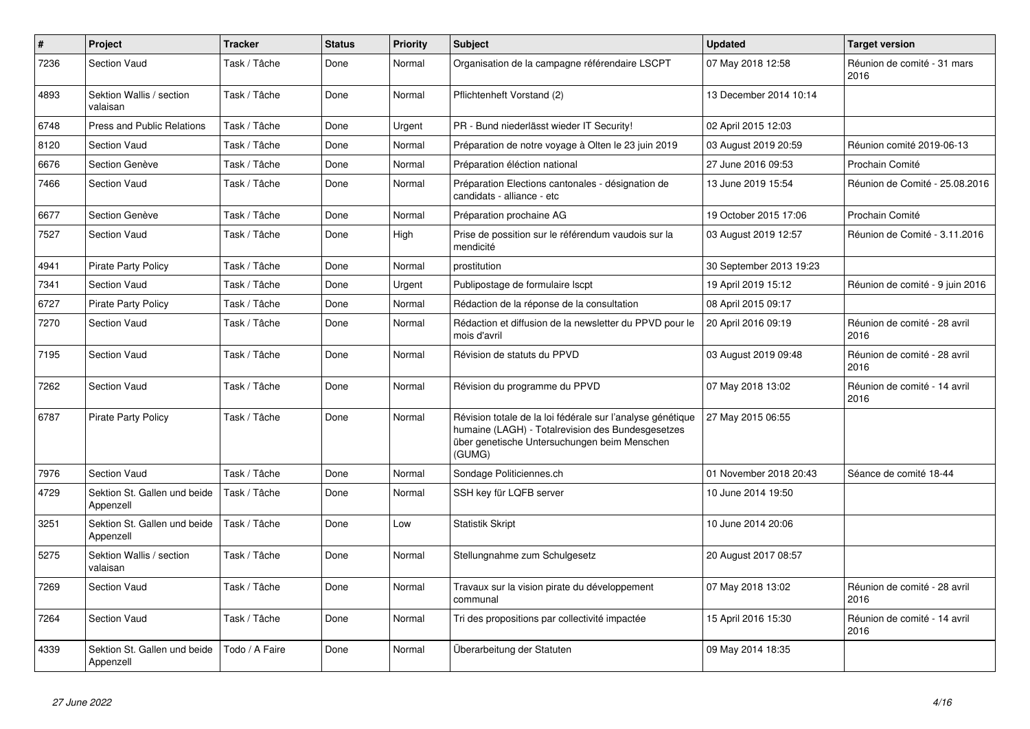| # | Project | Tracker | Status | Priority | Subject | Updated | Target version |
|---|---|---|---|---|---|---|---|
| 7236 | Section Vaud | Task / Tâche | Done | Normal | Organisation de la campagne référendaire LSCPT | 07 May 2018 12:58 | Réunion de comité - 31 mars 2016 |
| 4893 | Sektion Wallis / section valaisan | Task / Tâche | Done | Normal | Pflichtenheft Vorstand (2) | 13 December 2014 10:14 | |
| 6748 | Press and Public Relations | Task / Tâche | Done | Urgent | PR - Bund niederlässt wieder IT Security! | 02 April 2015 12:03 | |
| 8120 | Section Vaud | Task / Tâche | Done | Normal | Préparation de notre voyage à Olten le 23 juin 2019 | 03 August 2019 20:59 | Réunion comité 2019-06-13 |
| 6676 | Section Genève | Task / Tâche | Done | Normal | Préparation éléction national | 27 June 2016 09:53 | Prochain Comité |
| 7466 | Section Vaud | Task / Tâche | Done | Normal | Préparation Elections cantonales - désignation de candidats - alliance - etc | 13 June 2019 15:54 | Réunion de Comité - 25.08.2016 |
| 6677 | Section Genève | Task / Tâche | Done | Normal | Préparation prochaine AG | 19 October 2015 17:06 | Prochain Comité |
| 7527 | Section Vaud | Task / Tâche | Done | High | Prise de possition sur le référendum vaudois sur la mendicité | 03 August 2019 12:57 | Réunion de Comité - 3.11.2016 |
| 4941 | Pirate Party Policy | Task / Tâche | Done | Normal | prostitution | 30 September 2013 19:23 | |
| 7341 | Section Vaud | Task / Tâche | Done | Urgent | Publipostage de formulaire lscpt | 19 April 2019 15:12 | Réunion de comité - 9 juin 2016 |
| 6727 | Pirate Party Policy | Task / Tâche | Done | Normal | Rédaction de la réponse de la consultation | 08 April 2015 09:17 | |
| 7270 | Section Vaud | Task / Tâche | Done | Normal | Rédaction et diffusion de la newsletter du PPVD pour le mois d'avril | 20 April 2016 09:19 | Réunion de comité - 28 avril 2016 |
| 7195 | Section Vaud | Task / Tâche | Done | Normal | Révision de statuts du PPVD | 03 August 2019 09:48 | Réunion de comité - 28 avril 2016 |
| 7262 | Section Vaud | Task / Tâche | Done | Normal | Révision du programme du PPVD | 07 May 2018 13:02 | Réunion de comité - 14 avril 2016 |
| 6787 | Pirate Party Policy | Task / Tâche | Done | Normal | Révision totale de la loi fédérale sur l'analyse génétique humaine (LAGH) - Totalrevision des Bundesgesetzes über genetische Untersuchungen beim Menschen (GUMG) | 27 May 2015 06:55 | |
| 7976 | Section Vaud | Task / Tâche | Done | Normal | Sondage Politiciennes.ch | 01 November 2018 20:43 | Séance de comité 18-44 |
| 4729 | Sektion St. Gallen und beide Appenzell | Task / Tâche | Done | Normal | SSH key für LQFB server | 10 June 2014 19:50 | |
| 3251 | Sektion St. Gallen und beide Appenzell | Task / Tâche | Done | Low | Statistik Skript | 10 June 2014 20:06 | |
| 5275 | Sektion Wallis / section valaisan | Task / Tâche | Done | Normal | Stellungnahme zum Schulgesetz | 20 August 2017 08:57 | |
| 7269 | Section Vaud | Task / Tâche | Done | Normal | Travaux sur la vision pirate du développement communal | 07 May 2018 13:02 | Réunion de comité - 28 avril 2016 |
| 7264 | Section Vaud | Task / Tâche | Done | Normal | Tri des propositions par collectivité impactée | 15 April 2016 15:30 | Réunion de comité - 14 avril 2016 |
| 4339 | Sektion St. Gallen und beide Appenzell | Todo / A Faire | Done | Normal | Überarbeitung der Statuten | 09 May 2014 18:35 | |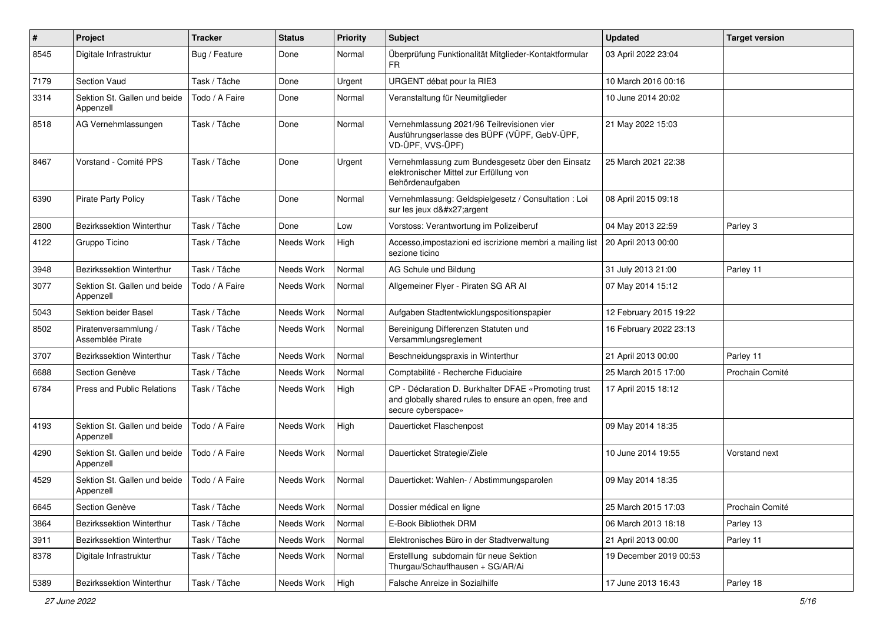| # | Project | Tracker | Status | Priority | Subject | Updated | Target version |
|---|---|---|---|---|---|---|---|
| 8545 | Digitale Infrastruktur | Bug / Feature | Done | Normal | Überprüfung Funktionalität Mitglieder-Kontaktformular FR | 03 April 2022 23:04 | |
| 7179 | Section Vaud | Task / Tâche | Done | Urgent | URGENT débat pour la RIE3 | 10 March 2016 00:16 | |
| 3314 | Sektion St. Gallen und beide Appenzell | Todo / A Faire | Done | Normal | Veranstaltung für Neumitglieder | 10 June 2014 20:02 | |
| 8518 | AG Vernehmlassungen | Task / Tâche | Done | Normal | Vernehmlassung 2021/96 Teilrevisionen vier Ausführungserlasse des BÜPF (VÜPF, GebV-ÜPF, VD-ÜPF, VVS-ÜPF) | 21 May 2022 15:03 | |
| 8467 | Vorstand - Comité PPS | Task / Tâche | Done | Urgent | Vernehmlassung zum Bundesgesetz über den Einsatz elektronischer Mittel zur Erfüllung von Behördenaufgaben | 25 March 2021 22:38 | |
| 6390 | Pirate Party Policy | Task / Tâche | Done | Normal | Vernehmlassung: Geldspielgesetz / Consultation : Loi sur les jeux d&#x27;argent | 08 April 2015 09:18 | |
| 2800 | Bezirkssektion Winterthur | Task / Tâche | Done | Low | Vorstoss: Verantwortung im Polizeiberuf | 04 May 2013 22:59 | Parley 3 |
| 4122 | Gruppo Ticino | Task / Tâche | Needs Work | High | Accesso,impostazioni ed iscrizione membri a mailing list sezione ticino | 20 April 2013 00:00 | |
| 3948 | Bezirkssektion Winterthur | Task / Tâche | Needs Work | Normal | AG Schule und Bildung | 31 July 2013 21:00 | Parley 11 |
| 3077 | Sektion St. Gallen und beide Appenzell | Todo / A Faire | Needs Work | Normal | Allgemeiner Flyer - Piraten SG AR AI | 07 May 2014 15:12 | |
| 5043 | Sektion beider Basel | Task / Tâche | Needs Work | Normal | Aufgaben Stadtentwicklungspositionspapier | 12 February 2015 19:22 | |
| 8502 | Piratenversammlung / Assemblée Pirate | Task / Tâche | Needs Work | Normal | Bereinigung Differenzen Statuten und Versammlungsreglement | 16 February 2022 23:13 | |
| 3707 | Bezirkssektion Winterthur | Task / Tâche | Needs Work | Normal | Beschneidungspraxis in Winterthur | 21 April 2013 00:00 | Parley 11 |
| 6688 | Section Genève | Task / Tâche | Needs Work | Normal | Comptabilité - Recherche Fiduciaire | 25 March 2015 17:00 | Prochain Comité |
| 6784 | Press and Public Relations | Task / Tâche | Needs Work | High | CP - Déclaration D. Burkhalter DFAE «Promoting trust and globally shared rules to ensure an open, free and secure cyberspace» | 17 April 2015 18:12 | |
| 4193 | Sektion St. Gallen und beide Appenzell | Todo / A Faire | Needs Work | High | Dauerticket Flaschenpost | 09 May 2014 18:35 | |
| 4290 | Sektion St. Gallen und beide Appenzell | Todo / A Faire | Needs Work | Normal | Dauerticket Strategie/Ziele | 10 June 2014 19:55 | Vorstand next |
| 4529 | Sektion St. Gallen und beide Appenzell | Todo / A Faire | Needs Work | Normal | Dauerticket: Wahlen- / Abstimmungsparolen | 09 May 2014 18:35 | |
| 6645 | Section Genève | Task / Tâche | Needs Work | Normal | Dossier médical en ligne | 25 March 2015 17:03 | Prochain Comité |
| 3864 | Bezirkssektion Winterthur | Task / Tâche | Needs Work | Normal | E-Book Bibliothek DRM | 06 March 2013 18:18 | Parley 13 |
| 3911 | Bezirkssektion Winterthur | Task / Tâche | Needs Work | Normal | Elektronisches Büro in der Stadtverwaltung | 21 April 2013 00:00 | Parley 11 |
| 8378 | Digitale Infrastruktur | Task / Tâche | Needs Work | Normal | Erstelllung subdomain für neue Sektion Thurgau/Schauffhausen + SG/AR/Ai | 19 December 2019 00:53 | |
| 5389 | Bezirkssektion Winterthur | Task / Tâche | Needs Work | High | Falsche Anreize in Sozialhilfe | 17 June 2013 16:43 | Parley 18 |

*27 June 2022*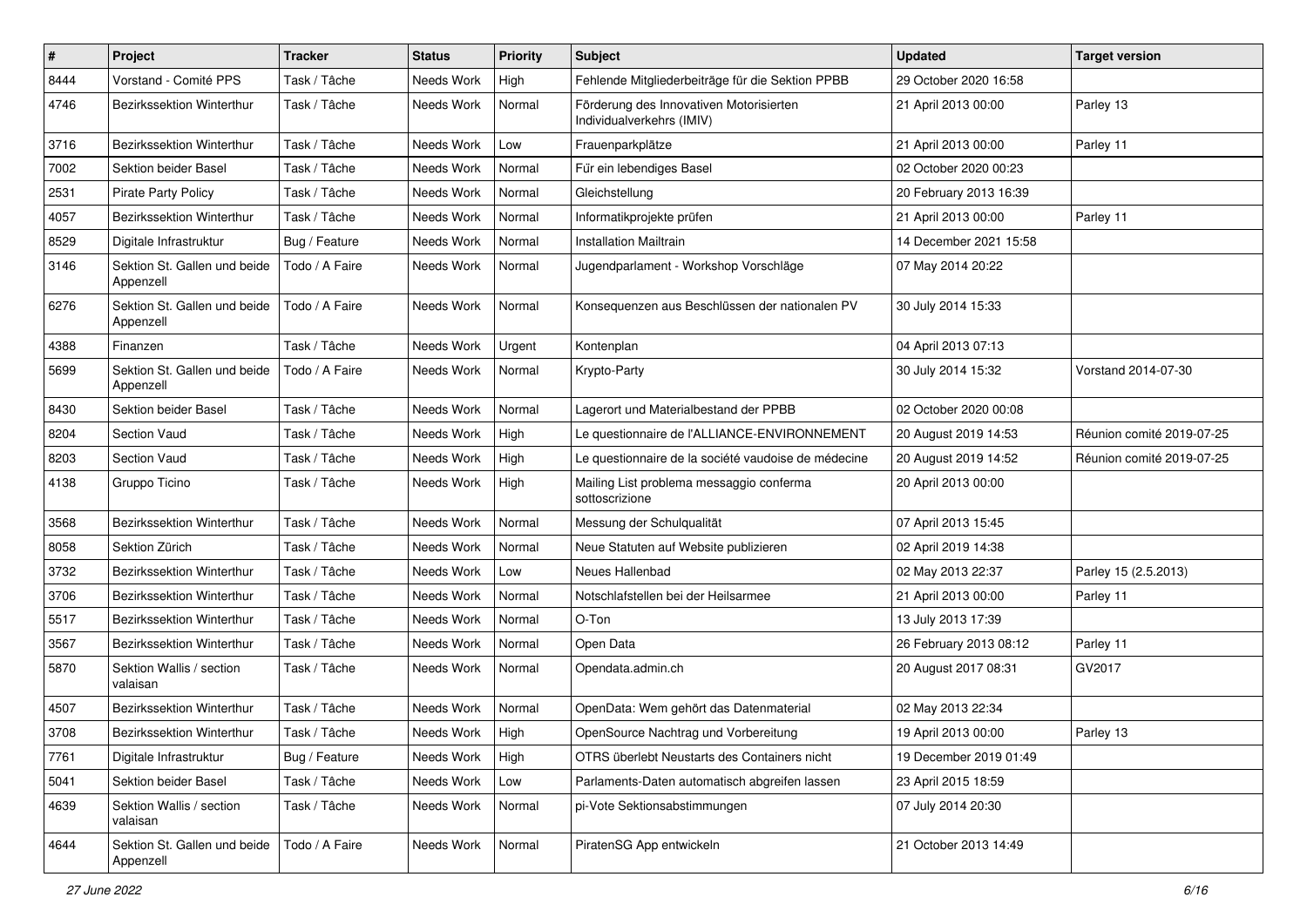| # | Project | Tracker | Status | Priority | Subject | Updated | Target version |
|---|---|---|---|---|---|---|---|
| 8444 | Vorstand - Comité PPS | Task / Tâche | Needs Work | High | Fehlende Mitgliederbeiträge für die Sektion PPBB | 29 October 2020 16:58 | |
| 4746 | Bezirkssektion Winterthur | Task / Tâche | Needs Work | Normal | Förderung des Innovativen Motorisierten Individualverkehrs (IMIV) | 21 April 2013 00:00 | Parley 13 |
| 3716 | Bezirkssektion Winterthur | Task / Tâche | Needs Work | Low | Frauenparkplätze | 21 April 2013 00:00 | Parley 11 |
| 7002 | Sektion beider Basel | Task / Tâche | Needs Work | Normal | Für ein lebendiges Basel | 02 October 2020 00:23 | |
| 2531 | Pirate Party Policy | Task / Tâche | Needs Work | Normal | Gleichstellung | 20 February 2013 16:39 | |
| 4057 | Bezirkssektion Winterthur | Task / Tâche | Needs Work | Normal | Informatikprojekte prüfen | 21 April 2013 00:00 | Parley 11 |
| 8529 | Digitale Infrastruktur | Bug / Feature | Needs Work | Normal | Installation Mailtrain | 14 December 2021 15:58 | |
| 3146 | Sektion St. Gallen und beide Appenzell | Todo / A Faire | Needs Work | Normal | Jugendparlament - Workshop Vorschläge | 07 May 2014 20:22 | |
| 6276 | Sektion St. Gallen und beide Appenzell | Todo / A Faire | Needs Work | Normal | Konsequenzen aus Beschlüssen der nationalen PV | 30 July 2014 15:33 | |
| 4388 | Finanzen | Task / Tâche | Needs Work | Urgent | Kontenplan | 04 April 2013 07:13 | |
| 5699 | Sektion St. Gallen und beide Appenzell | Todo / A Faire | Needs Work | Normal | Krypto-Party | 30 July 2014 15:32 | Vorstand 2014-07-30 |
| 8430 | Sektion beider Basel | Task / Tâche | Needs Work | Normal | Lagerort und Materialbestand der PPBB | 02 October 2020 00:08 | |
| 8204 | Section Vaud | Task / Tâche | Needs Work | High | Le questionnaire de l'ALLIANCE-ENVIRONNEMENT | 20 August 2019 14:53 | Réunion comité 2019-07-25 |
| 8203 | Section Vaud | Task / Tâche | Needs Work | High | Le questionnaire de la société vaudoise de médecine | 20 August 2019 14:52 | Réunion comité 2019-07-25 |
| 4138 | Gruppo Ticino | Task / Tâche | Needs Work | High | Mailing List problema messaggio conferma sottoscrizione | 20 April 2013 00:00 | |
| 3568 | Bezirkssektion Winterthur | Task / Tâche | Needs Work | Normal | Messung der Schulqualität | 07 April 2013 15:45 | |
| 8058 | Sektion Zürich | Task / Tâche | Needs Work | Normal | Neue Statuten auf Website publizieren | 02 April 2019 14:38 | |
| 3732 | Bezirkssektion Winterthur | Task / Tâche | Needs Work | Low | Neues Hallenbad | 02 May 2013 22:37 | Parley 15 (2.5.2013) |
| 3706 | Bezirkssektion Winterthur | Task / Tâche | Needs Work | Normal | Notschlafstellen bei der Heilsarmee | 21 April 2013 00:00 | Parley 11 |
| 5517 | Bezirkssektion Winterthur | Task / Tâche | Needs Work | Normal | O-Ton | 13 July 2013 17:39 | |
| 3567 | Bezirkssektion Winterthur | Task / Tâche | Needs Work | Normal | Open Data | 26 February 2013 08:12 | Parley 11 |
| 5870 | Sektion Wallis / section valaisan | Task / Tâche | Needs Work | Normal | Opendata.admin.ch | 20 August 2017 08:31 | GV2017 |
| 4507 | Bezirkssektion Winterthur | Task / Tâche | Needs Work | Normal | OpenData: Wem gehört das Datenmaterial | 02 May 2013 22:34 | |
| 3708 | Bezirkssektion Winterthur | Task / Tâche | Needs Work | High | OpenSource Nachtrag und Vorbereitung | 19 April 2013 00:00 | Parley 13 |
| 7761 | Digitale Infrastruktur | Bug / Feature | Needs Work | High | OTRS überlebt Neustarts des Containers nicht | 19 December 2019 01:49 | |
| 5041 | Sektion beider Basel | Task / Tâche | Needs Work | Low | Parlaments-Daten automatisch abgreifen lassen | 23 April 2015 18:59 | |
| 4639 | Sektion Wallis / section valaisan | Task / Tâche | Needs Work | Normal | pi-Vote Sektionsabstimmungen | 07 July 2014 20:30 | |
| 4644 | Sektion St. Gallen und beide Appenzell | Todo / A Faire | Needs Work | Normal | PiratenSG App entwickeln | 21 October 2013 14:49 | |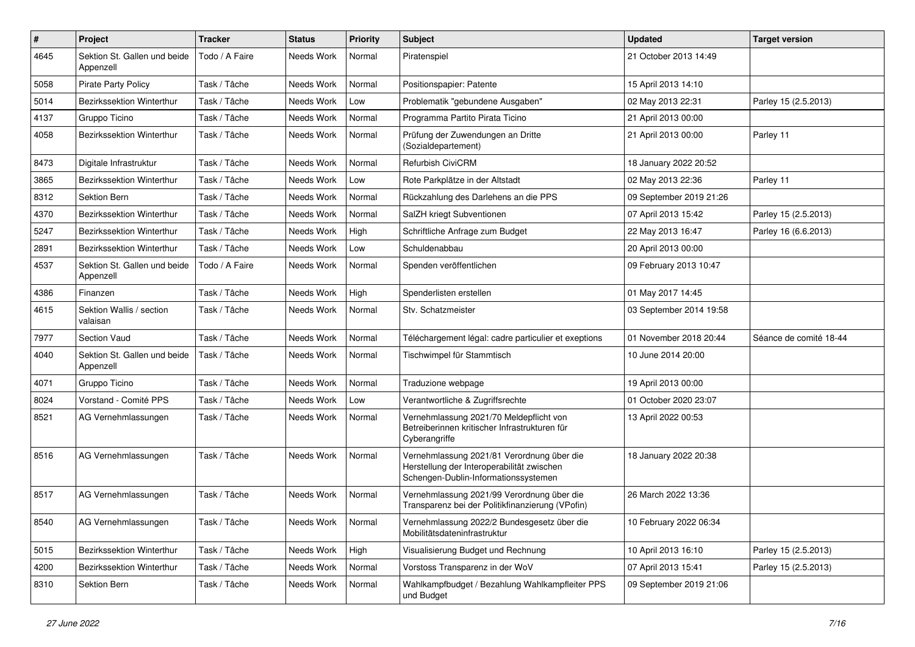| # | Project | Tracker | Status | Priority | Subject | Updated | Target version |
|---|---|---|---|---|---|---|---|
| 4645 | Sektion St. Gallen und beide Appenzell | Todo / A Faire | Needs Work | Normal | Piratenspiel | 21 October 2013 14:49 | |
| 5058 | Pirate Party Policy | Task / Tâche | Needs Work | Normal | Positionspapier: Patente | 15 April 2013 14:10 | |
| 5014 | Bezirkssektion Winterthur | Task / Tâche | Needs Work | Low | Problematik "gebundene Ausgaben" | 02 May 2013 22:31 | Parley 15 (2.5.2013) |
| 4137 | Gruppo Ticino | Task / Tâche | Needs Work | Normal | Programma Partito Pirata Ticino | 21 April 2013 00:00 | |
| 4058 | Bezirkssektion Winterthur | Task / Tâche | Needs Work | Normal | Prüfung der Zuwendungen an Dritte (Sozialdepartement) | 21 April 2013 00:00 | Parley 11 |
| 8473 | Digitale Infrastruktur | Task / Tâche | Needs Work | Normal | Refurbish CiviCRM | 18 January 2022 20:52 | |
| 3865 | Bezirkssektion Winterthur | Task / Tâche | Needs Work | Low | Rote Parkplätze in der Altstadt | 02 May 2013 22:36 | Parley 11 |
| 8312 | Sektion Bern | Task / Tâche | Needs Work | Normal | Rückzahlung des Darlehens an die PPS | 09 September 2019 21:26 | |
| 4370 | Bezirkssektion Winterthur | Task / Tâche | Needs Work | Normal | SalZH kriegt Subventionen | 07 April 2013 15:42 | Parley 15 (2.5.2013) |
| 5247 | Bezirkssektion Winterthur | Task / Tâche | Needs Work | High | Schriftliche Anfrage zum Budget | 22 May 2013 16:47 | Parley 16 (6.6.2013) |
| 2891 | Bezirkssektion Winterthur | Task / Tâche | Needs Work | Low | Schuldenabbau | 20 April 2013 00:00 | |
| 4537 | Sektion St. Gallen und beide Appenzell | Todo / A Faire | Needs Work | Normal | Spenden veröffentlichen | 09 February 2013 10:47 | |
| 4386 | Finanzen | Task / Tâche | Needs Work | High | Spenderlisten erstellen | 01 May 2017 14:45 | |
| 4615 | Sektion Wallis / section valaisan | Task / Tâche | Needs Work | Normal | Stv. Schatzmeister | 03 September 2014 19:58 | |
| 7977 | Section Vaud | Task / Tâche | Needs Work | Normal | Téléchargement légal: cadre particulier et exeptions | 01 November 2018 20:44 | Séance de comité 18-44 |
| 4040 | Sektion St. Gallen und beide Appenzell | Task / Tâche | Needs Work | Normal | Tischwimpel für Stammtisch | 10 June 2014 20:00 | |
| 4071 | Gruppo Ticino | Task / Tâche | Needs Work | Normal | Traduzione webpage | 19 April 2013 00:00 | |
| 8024 | Vorstand - Comité PPS | Task / Tâche | Needs Work | Low | Verantwortliche & Zugriffsrechte | 01 October 2020 23:07 | |
| 8521 | AG Vernehmlassungen | Task / Tâche | Needs Work | Normal | Vernehmlassung 2021/70 Meldepflicht von Betreiberinnen kritischer Infrastrukturen für Cyberangriffe | 13 April 2022 00:53 | |
| 8516 | AG Vernehmlassungen | Task / Tâche | Needs Work | Normal | Vernehmlassung 2021/81 Verordnung über die Herstellung der Interoperabilität zwischen Schengen-Dublin-Informationssystemen | 18 January 2022 20:38 | |
| 8517 | AG Vernehmlassungen | Task / Tâche | Needs Work | Normal | Vernehmlassung 2021/99 Verordnung über die Transparenz bei der Politikfinanzierung (VPofin) | 26 March 2022 13:36 | |
| 8540 | AG Vernehmlassungen | Task / Tâche | Needs Work | Normal | Vernehmlassung 2022/2 Bundesgesetz über die Mobilitätsdateninfrastruktur | 10 February 2022 06:34 | |
| 5015 | Bezirkssektion Winterthur | Task / Tâche | Needs Work | High | Visualisierung Budget und Rechnung | 10 April 2013 16:10 | Parley 15 (2.5.2013) |
| 4200 | Bezirkssektion Winterthur | Task / Tâche | Needs Work | Normal | Vorstoss Transparenz in der WoV | 07 April 2013 15:41 | Parley 15 (2.5.2013) |
| 8310 | Sektion Bern | Task / Tâche | Needs Work | Normal | Wahlkampfbudget / Bezahlung Wahlkampfleiter PPS und Budget | 09 September 2019 21:06 | |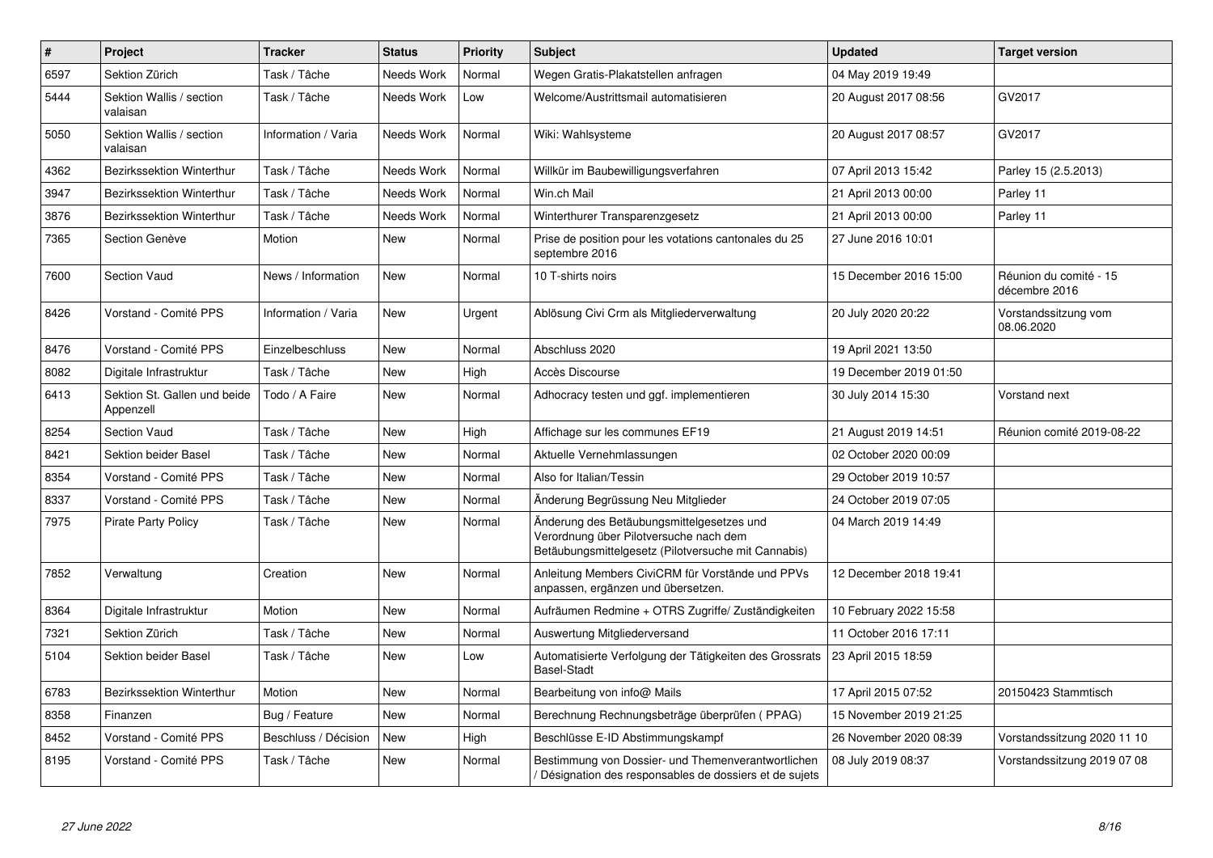| # | Project | Tracker | Status | Priority | Subject | Updated | Target version |
|---|---|---|---|---|---|---|---|
| 6597 | Sektion Zürich | Task / Tâche | Needs Work | Normal | Wegen Gratis-Plakatstellen anfragen | 04 May 2019 19:49 | |
| 5444 | Sektion Wallis / section valaisan | Task / Tâche | Needs Work | Low | Welcome/Austrittsmail automatisieren | 20 August 2017 08:56 | GV2017 |
| 5050 | Sektion Wallis / section valaisan | Information / Varia | Needs Work | Normal | Wiki: Wahlsysteme | 20 August 2017 08:57 | GV2017 |
| 4362 | Bezirkssektion Winterthur | Task / Tâche | Needs Work | Normal | Willkür im Baubewilligungsverfahren | 07 April 2013 15:42 | Parley 15 (2.5.2013) |
| 3947 | Bezirkssektion Winterthur | Task / Tâche | Needs Work | Normal | Win.ch Mail | 21 April 2013 00:00 | Parley 11 |
| 3876 | Bezirkssektion Winterthur | Task / Tâche | Needs Work | Normal | Winterthurer Transparenzgesetz | 21 April 2013 00:00 | Parley 11 |
| 7365 | Section Genève | Motion | New | Normal | Prise de position pour les votations cantonales du 25 septembre 2016 | 27 June 2016 10:01 | |
| 7600 | Section Vaud | News / Information | New | Normal | 10 T-shirts noirs | 15 December 2016 15:00 | Réunion du comité - 15 décembre 2016 |
| 8426 | Vorstand - Comité PPS | Information / Varia | New | Urgent | Ablösung Civi Crm als Mitgliederverwaltung | 20 July 2020 20:22 | Vorstandssitzung vom 08.06.2020 |
| 8476 | Vorstand - Comité PPS | Einzelbeschluss | New | Normal | Abschluss 2020 | 19 April 2021 13:50 | |
| 8082 | Digitale Infrastruktur | Task / Tâche | New | High | Accès Discourse | 19 December 2019 01:50 | |
| 6413 | Sektion St. Gallen und beide Appenzell | Todo / A Faire | New | Normal | Adhocracy testen und ggf. implementieren | 30 July 2014 15:30 | Vorstand next |
| 8254 | Section Vaud | Task / Tâche | New | High | Affichage sur les communes EF19 | 21 August 2019 14:51 | Réunion comité 2019-08-22 |
| 8421 | Sektion beider Basel | Task / Tâche | New | Normal | Aktuelle Vernehmlassungen | 02 October 2020 00:09 | |
| 8354 | Vorstand - Comité PPS | Task / Tâche | New | Normal | Also for Italian/Tessin | 29 October 2019 10:57 | |
| 8337 | Vorstand - Comité PPS | Task / Tâche | New | Normal | Änderung Begrüssung Neu Mitglieder | 24 October 2019 07:05 | |
| 7975 | Pirate Party Policy | Task / Tâche | New | Normal | Änderung des Betäubungsmittelgesetzes und Verordnung über Pilotversuche nach dem Betäubungsmittelgesetz (Pilotversuche mit Cannabis) | 04 March 2019 14:49 | |
| 7852 | Verwaltung | Creation | New | Normal | Anleitung Members CiviCRM für Vorstände und PPVs anpassen, ergänzen und übersetzen. | 12 December 2018 19:41 | |
| 8364 | Digitale Infrastruktur | Motion | New | Normal | Aufräumen Redmine + OTRS Zugriffe/ Zuständigkeiten | 10 February 2022 15:58 | |
| 7321 | Sektion Zürich | Task / Tâche | New | Normal | Auswertung Mitgliederversand | 11 October 2016 17:11 | |
| 5104 | Sektion beider Basel | Task / Tâche | New | Low | Automatisierte Verfolgung der Tätigkeiten des Grossrats Basel-Stadt | 23 April 2015 18:59 | |
| 6783 | Bezirkssektion Winterthur | Motion | New | Normal | Bearbeitung von info@ Mails | 17 April 2015 07:52 | 20150423 Stammtisch |
| 8358 | Finanzen | Bug / Feature | New | Normal | Berechnung Rechnungsbeträge überprüfen ( PPAG) | 15 November 2019 21:25 | |
| 8452 | Vorstand - Comité PPS | Beschluss / Décision | New | High | Beschlüsse E-ID Abstimmungskampf | 26 November 2020 08:39 | Vorstandssitzung 2020 11 10 |
| 8195 | Vorstand - Comité PPS | Task / Tâche | New | Normal | Bestimmung von Dossier- und Themenverantwortlichen / Désignation des responsables de dossiers et de sujets | 08 July 2019 08:37 | Vorstandssitzung 2019 07 08 |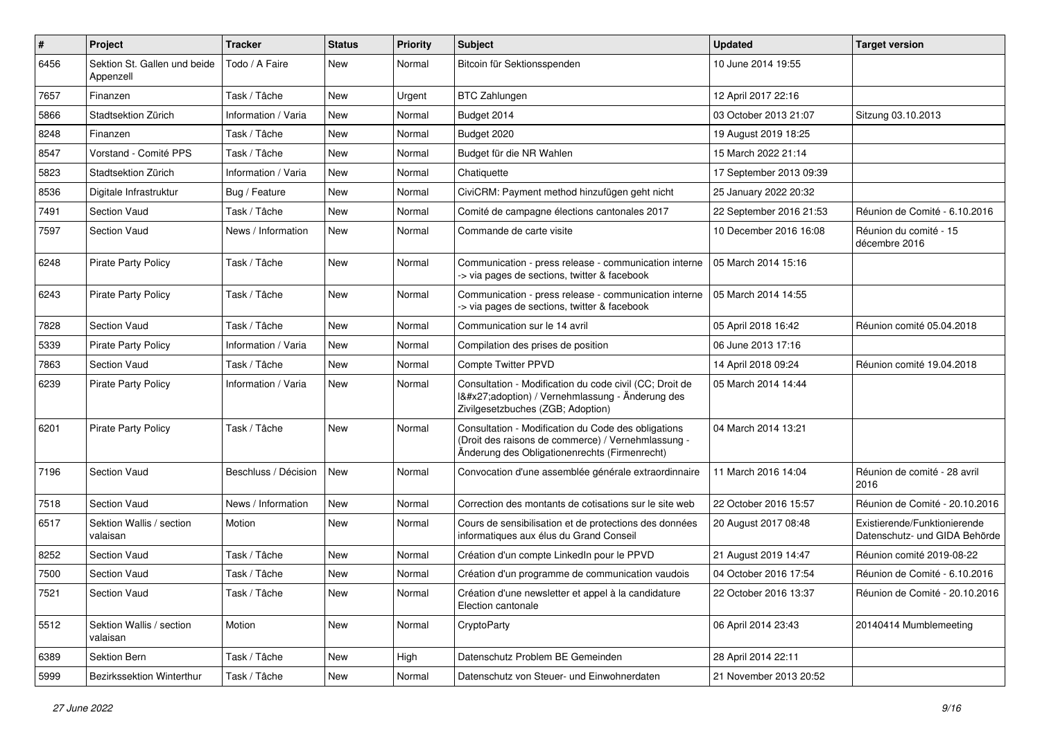| # | Project | Tracker | Status | Priority | Subject | Updated | Target version |
|---|---|---|---|---|---|---|---|
| 6456 | Sektion St. Gallen und beide Appenzell | Todo / A Faire | New | Normal | Bitcoin für Sektionsspenden | 10 June 2014 19:55 | |
| 7657 | Finanzen | Task / Tâche | New | Urgent | BTC Zahlungen | 12 April 2017 22:16 | |
| 5866 | Stadtsektion Zürich | Information / Varia | New | Normal | Budget 2014 | 03 October 2013 21:07 | Sitzung 03.10.2013 |
| 8248 | Finanzen | Task / Tâche | New | Normal | Budget 2020 | 19 August 2019 18:25 | |
| 8547 | Vorstand - Comité PPS | Task / Tâche | New | Normal | Budget für die NR Wahlen | 15 March 2022 21:14 | |
| 5823 | Stadtsektion Zürich | Information / Varia | New | Normal | Chatiquette | 17 September 2013 09:39 | |
| 8536 | Digitale Infrastruktur | Bug / Feature | New | Normal | CiviCRM: Payment method hinzufügen geht nicht | 25 January 2022 20:32 | |
| 7491 | Section Vaud | Task / Tâche | New | Normal | Comité de campagne élections cantonales 2017 | 22 September 2016 21:53 | Réunion de Comité - 6.10.2016 |
| 7597 | Section Vaud | News / Information | New | Normal | Commande de carte visite | 10 December 2016 16:08 | Réunion du comité - 15 décembre 2016 |
| 6248 | Pirate Party Policy | Task / Tâche | New | Normal | Communication - press release - communication interne -> via pages de sections, twitter & facebook | 05 March 2014 15:16 | |
| 6243 | Pirate Party Policy | Task / Tâche | New | Normal | Communication - press release - communication interne -> via pages de sections, twitter & facebook | 05 March 2014 14:55 | |
| 7828 | Section Vaud | Task / Tâche | New | Normal | Communication sur le 14 avril | 05 April 2018 16:42 | Réunion comité 05.04.2018 |
| 5339 | Pirate Party Policy | Information / Varia | New | Normal | Compilation des prises de position | 06 June 2013 17:16 | |
| 7863 | Section Vaud | Task / Tâche | New | Normal | Compte Twitter PPVD | 14 April 2018 09:24 | Réunion comité 19.04.2018 |
| 6239 | Pirate Party Policy | Information / Varia | New | Normal | Consultation - Modification du code civil (CC; Droit de l&#x27;adoption) / Vernehmlassung - Änderung des Zivilgesetzbuches (ZGB; Adoption) | 05 March 2014 14:44 | |
| 6201 | Pirate Party Policy | Task / Tâche | New | Normal | Consultation - Modification du Code des obligations (Droit des raisons de commerce) / Vernehmlassung - Änderung des Obligationenrechts (Firmenrecht) | 04 March 2014 13:21 | |
| 7196 | Section Vaud | Beschluss / Décision | New | Normal | Convocation d'une assemblée générale extraordinaire | 11 March 2016 14:04 | Réunion de comité - 28 avril 2016 |
| 7518 | Section Vaud | News / Information | New | Normal | Correction des montants de cotisations sur le site web | 22 October 2016 15:57 | Réunion de Comité - 20.10.2016 |
| 6517 | Sektion Wallis / section valaisan | Motion | New | Normal | Cours de sensibilisation et de protections des données informatiques aux élus du Grand Conseil | 20 August 2017 08:48 | Existierende/Funktionierende Datenschutz- und GIDA Behörde |
| 8252 | Section Vaud | Task / Tâche | New | Normal | Création d'un compte LinkedIn pour le PPVD | 21 August 2019 14:47 | Réunion comité 2019-08-22 |
| 7500 | Section Vaud | Task / Tâche | New | Normal | Création d'un programme de communication vaudois | 04 October 2016 17:54 | Réunion de Comité - 6.10.2016 |
| 7521 | Section Vaud | Task / Tâche | New | Normal | Création d'une newsletter et appel à la candidature Election cantonale | 22 October 2016 13:37 | Réunion de Comité - 20.10.2016 |
| 5512 | Sektion Wallis / section valaisan | Motion | New | Normal | CryptoParty | 06 April 2014 23:43 | 20140414 Mumblemeeting |
| 6389 | Sektion Bern | Task / Tâche | New | High | Datenschutz Problem BE Gemeinden | 28 April 2014 22:11 | |
| 5999 | Bezirkssektion Winterthur | Task / Tâche | New | Normal | Datenschutz von Steuer- und Einwohnerdaten | 21 November 2013 20:52 | |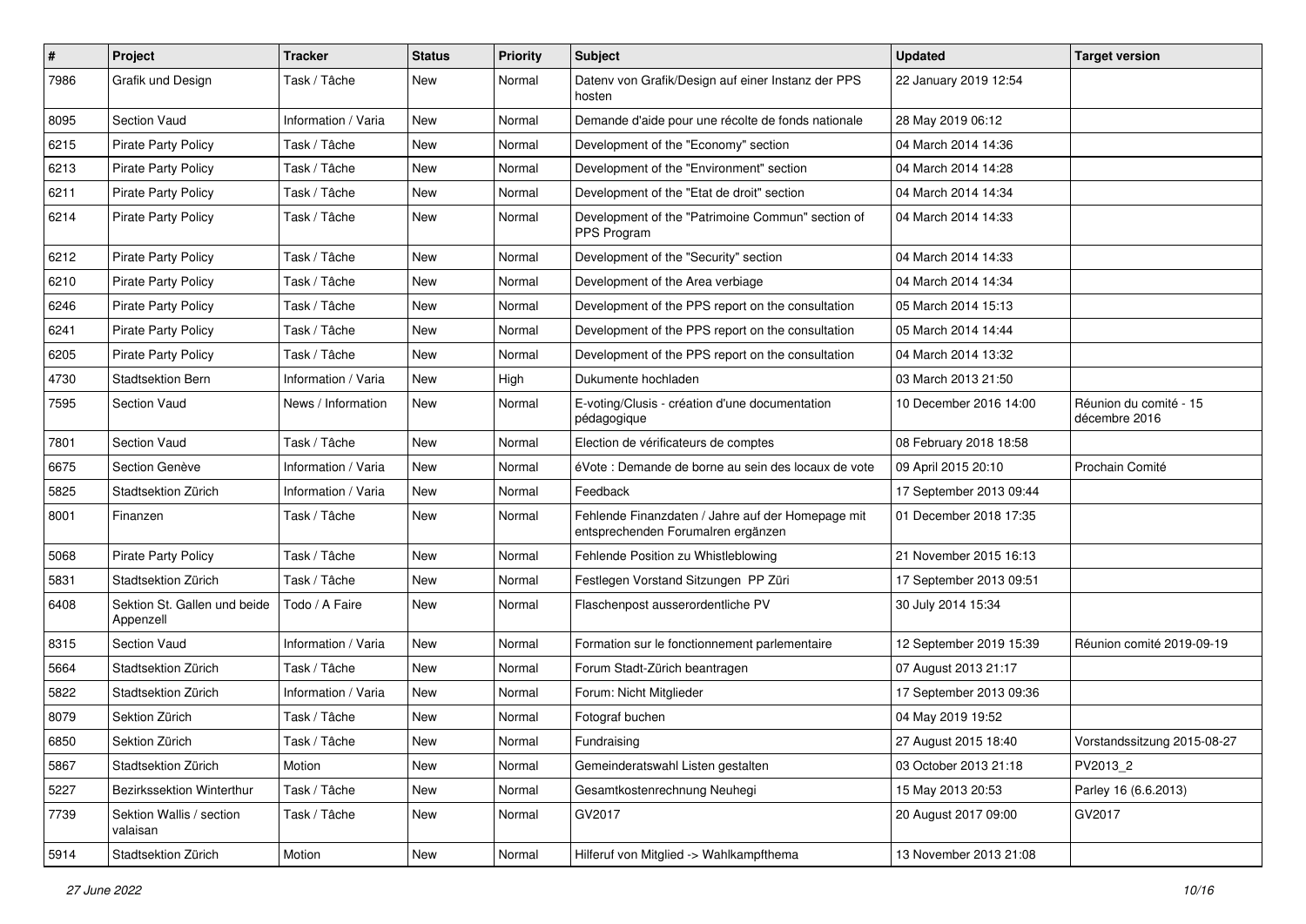| # | Project | Tracker | Status | Priority | Subject | Updated | Target version |
|---|---|---|---|---|---|---|---|
| 7986 | Grafik und Design | Task / Tâche | New | Normal | Datenv von Grafik/Design auf einer Instanz der PPS hosten | 22 January 2019 12:54 | |
| 8095 | Section Vaud | Information / Varia | New | Normal | Demande d'aide pour une récolte de fonds nationale | 28 May 2019 06:12 | |
| 6215 | Pirate Party Policy | Task / Tâche | New | Normal | Development of the "Economy" section | 04 March 2014 14:36 | |
| 6213 | Pirate Party Policy | Task / Tâche | New | Normal | Development of the "Environment" section | 04 March 2014 14:28 | |
| 6211 | Pirate Party Policy | Task / Tâche | New | Normal | Development of the "Etat de droit" section | 04 March 2014 14:34 | |
| 6214 | Pirate Party Policy | Task / Tâche | New | Normal | Development of the "Patrimoine Commun" section of PPS Program | 04 March 2014 14:33 | |
| 6212 | Pirate Party Policy | Task / Tâche | New | Normal | Development of the "Security" section | 04 March 2014 14:33 | |
| 6210 | Pirate Party Policy | Task / Tâche | New | Normal | Development of the Area verbiage | 04 March 2014 14:34 | |
| 6246 | Pirate Party Policy | Task / Tâche | New | Normal | Development of the PPS report on the consultation | 05 March 2014 15:13 | |
| 6241 | Pirate Party Policy | Task / Tâche | New | Normal | Development of the PPS report on the consultation | 05 March 2014 14:44 | |
| 6205 | Pirate Party Policy | Task / Tâche | New | Normal | Development of the PPS report on the consultation | 04 March 2014 13:32 | |
| 4730 | Stadtsektion Bern | Information / Varia | New | High | Dukumente hochladen | 03 March 2013 21:50 | |
| 7595 | Section Vaud | News / Information | New | Normal | E-voting/Clusis - création d'une documentation pédagogique | 10 December 2016 14:00 | Réunion du comité - 15 décembre 2016 |
| 7801 | Section Vaud | Task / Tâche | New | Normal | Election de vérificateurs de comptes | 08 February 2018 18:58 | |
| 6675 | Section Genève | Information / Varia | New | Normal | éVote : Demande de borne au sein des locaux de vote | 09 April 2015 20:10 | Prochain Comité |
| 5825 | Stadtsektion Zürich | Information / Varia | New | Normal | Feedback | 17 September 2013 09:44 | |
| 8001 | Finanzen | Task / Tâche | New | Normal | Fehlende Finanzdaten / Jahre auf der Homepage mit entsprechenden Forumalren ergänzen | 01 December 2018 17:35 | |
| 5068 | Pirate Party Policy | Task / Tâche | New | Normal | Fehlende Position zu Whistleblowing | 21 November 2015 16:13 | |
| 5831 | Stadtsektion Zürich | Task / Tâche | New | Normal | Festlegen Vorstand Sitzungen PP Züri | 17 September 2013 09:51 | |
| 6408 | Sektion St. Gallen und beide Appenzell | Todo / A Faire | New | Normal | Flaschenpost ausserordentliche PV | 30 July 2014 15:34 | |
| 8315 | Section Vaud | Information / Varia | New | Normal | Formation sur le fonctionnement parlementaire | 12 September 2019 15:39 | Réunion comité 2019-09-19 |
| 5664 | Stadtsektion Zürich | Task / Tâche | New | Normal | Forum Stadt-Zürich beantragen | 07 August 2013 21:17 | |
| 5822 | Stadtsektion Zürich | Information / Varia | New | Normal | Forum: Nicht Mitglieder | 17 September 2013 09:36 | |
| 8079 | Sektion Zürich | Task / Tâche | New | Normal | Fotograf buchen | 04 May 2019 19:52 | |
| 6850 | Sektion Zürich | Task / Tâche | New | Normal | Fundraising | 27 August 2015 18:40 | Vorstandssitzung 2015-08-27 |
| 5867 | Stadtsektion Zürich | Motion | New | Normal | Gemeinderatswahl Listen gestalten | 03 October 2013 21:18 | PV2013_2 |
| 5227 | Bezirkssektion Winterthur | Task / Tâche | New | Normal | Gesamtkostenrechnung Neuhegi | 15 May 2013 20:53 | Parley 16 (6.6.2013) |
| 7739 | Sektion Wallis / section valaisan | Task / Tâche | New | Normal | GV2017 | 20 August 2017 09:00 | GV2017 |
| 5914 | Stadtsektion Zürich | Motion | New | Normal | Hilferuf von Mitglied -> Wahlkampfthema | 13 November 2013 21:08 | |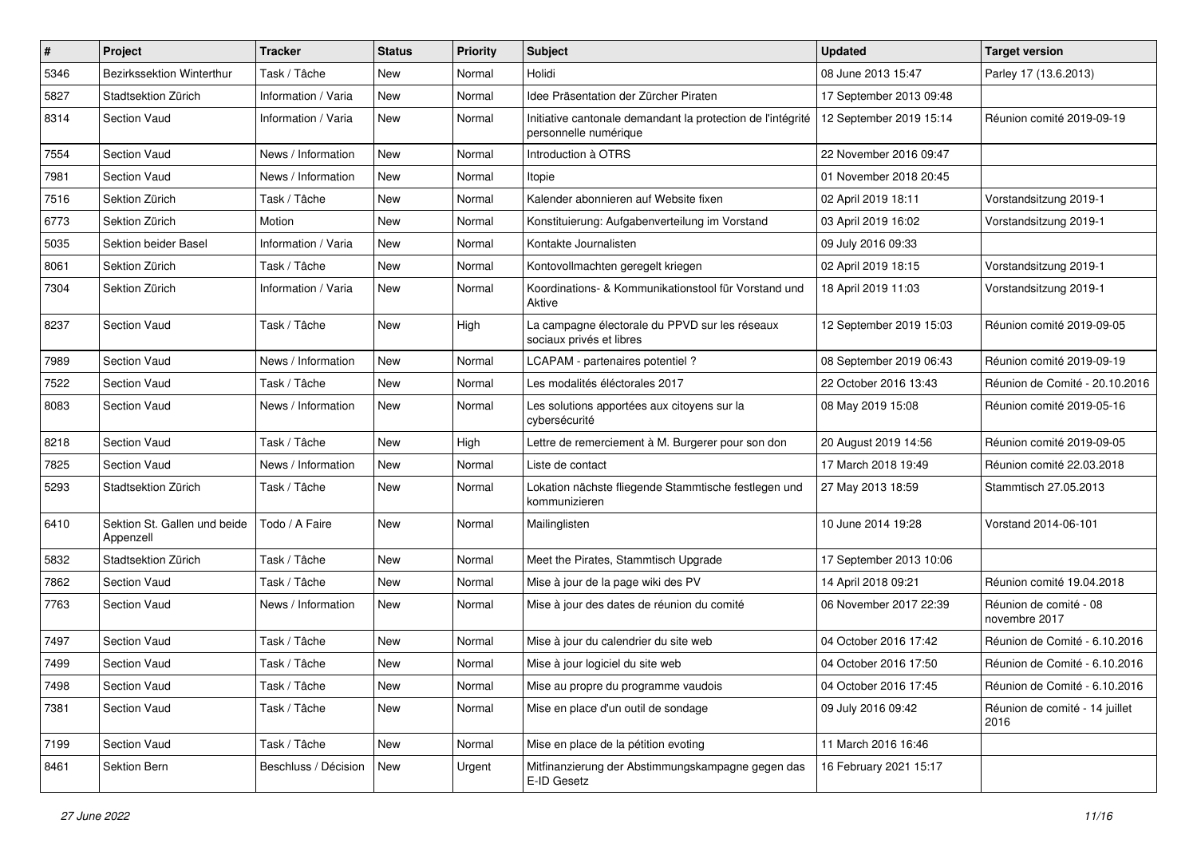| # | Project | Tracker | Status | Priority | Subject | Updated | Target version |
|---|---|---|---|---|---|---|---|
| 5346 | Bezirkssektion Winterthur | Task / Tâche | New | Normal | Holidi | 08 June 2013 15:47 | Parley 17 (13.6.2013) |
| 5827 | Stadtsektion Zürich | Information / Varia | New | Normal | Idee Präsentation der Zürcher Piraten | 17 September 2013 09:48 | |
| 8314 | Section Vaud | Information / Varia | New | Normal | Initiative cantonale demandant la protection de l'intégrité personnelle numérique | 12 September 2019 15:14 | Réunion comité 2019-09-19 |
| 7554 | Section Vaud | News / Information | New | Normal | Introduction à OTRS | 22 November 2016 09:47 | |
| 7981 | Section Vaud | News / Information | New | Normal | Itopie | 01 November 2018 20:45 | |
| 7516 | Sektion Zürich | Task / Tâche | New | Normal | Kalender abonnieren auf Website fixen | 02 April 2019 18:11 | Vorstandsitzung 2019-1 |
| 6773 | Sektion Zürich | Motion | New | Normal | Konstituierung: Aufgabenverteilung im Vorstand | 03 April 2019 16:02 | Vorstandsitzung 2019-1 |
| 5035 | Sektion beider Basel | Information / Varia | New | Normal | Kontakte Journalisten | 09 July 2016 09:33 | |
| 8061 | Sektion Zürich | Task / Tâche | New | Normal | Kontovollmachten geregelt kriegen | 02 April 2019 18:15 | Vorstandsitzung 2019-1 |
| 7304 | Sektion Zürich | Information / Varia | New | Normal | Koordinations- & Kommunikationstool für Vorstand und Aktive | 18 April 2019 11:03 | Vorstandsitzung 2019-1 |
| 8237 | Section Vaud | Task / Tâche | New | High | La campagne électorale du PPVD sur les réseaux sociaux privés et libres | 12 September 2019 15:03 | Réunion comité 2019-09-05 |
| 7989 | Section Vaud | News / Information | New | Normal | LCAPAM - partenaires potentiel ? | 08 September 2019 06:43 | Réunion comité 2019-09-19 |
| 7522 | Section Vaud | Task / Tâche | New | Normal | Les modalités éléctorales 2017 | 22 October 2016 13:43 | Réunion de Comité - 20.10.2016 |
| 8083 | Section Vaud | News / Information | New | Normal | Les solutions apportées aux citoyens sur la cybersécurité | 08 May 2019 15:08 | Réunion comité 2019-05-16 |
| 8218 | Section Vaud | Task / Tâche | New | High | Lettre de remerciement à M. Burgerer pour son don | 20 August 2019 14:56 | Réunion comité 2019-09-05 |
| 7825 | Section Vaud | News / Information | New | Normal | Liste de contact | 17 March 2018 19:49 | Réunion comité 22.03.2018 |
| 5293 | Stadtsektion Zürich | Task / Tâche | New | Normal | Lokation nächste fliegende Stammtische festlegen und kommunizieren | 27 May 2013 18:59 | Stammtisch 27.05.2013 |
| 6410 | Sektion St. Gallen und beide Appenzell | Todo / A Faire | New | Normal | Mailinglisten | 10 June 2014 19:28 | Vorstand 2014-06-101 |
| 5832 | Stadtsektion Zürich | Task / Tâche | New | Normal | Meet the Pirates, Stammtisch Upgrade | 17 September 2013 10:06 | |
| 7862 | Section Vaud | Task / Tâche | New | Normal | Mise à jour de la page wiki des PV | 14 April 2018 09:21 | Réunion comité 19.04.2018 |
| 7763 | Section Vaud | News / Information | New | Normal | Mise à jour des dates de réunion du comité | 06 November 2017 22:39 | Réunion de comité - 08 novembre 2017 |
| 7497 | Section Vaud | Task / Tâche | New | Normal | Mise à jour du calendrier du site web | 04 October 2016 17:42 | Réunion de Comité - 6.10.2016 |
| 7499 | Section Vaud | Task / Tâche | New | Normal | Mise à jour logiciel du site web | 04 October 2016 17:50 | Réunion de Comité - 6.10.2016 |
| 7498 | Section Vaud | Task / Tâche | New | Normal | Mise au propre du programme vaudois | 04 October 2016 17:45 | Réunion de Comité - 6.10.2016 |
| 7381 | Section Vaud | Task / Tâche | New | Normal | Mise en place d'un outil de sondage | 09 July 2016 09:42 | Réunion de comité - 14 juillet 2016 |
| 7199 | Section Vaud | Task / Tâche | New | Normal | Mise en place de la pétition evoting | 11 March 2016 16:46 | |
| 8461 | Sektion Bern | Beschluss / Décision | New | Urgent | Mitfinanzierung der Abstimmungskampagne gegen das E-ID Gesetz | 16 February 2021 15:17 | |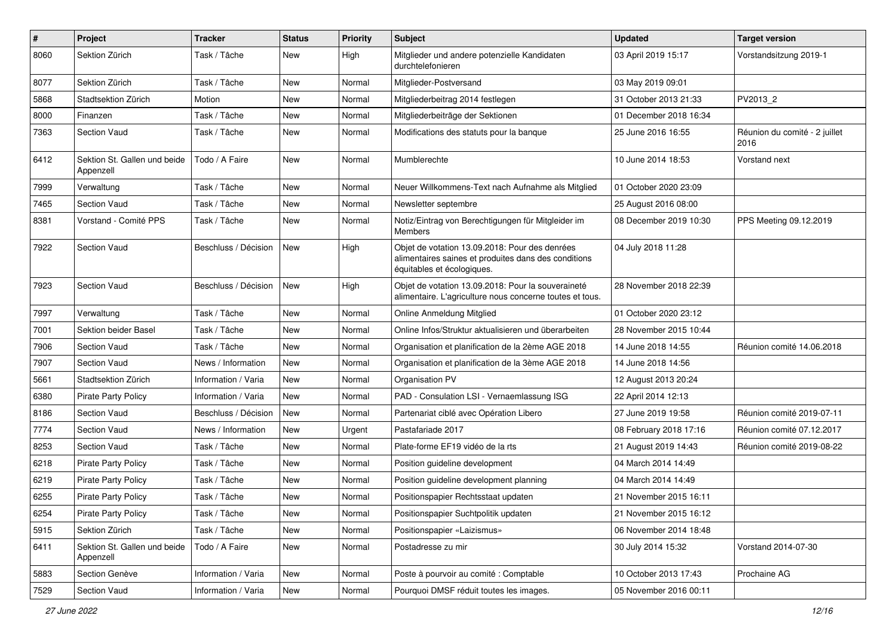| # | Project | Tracker | Status | Priority | Subject | Updated | Target version |
|---|---|---|---|---|---|---|---|
| 8060 | Sektion Zürich | Task / Tâche | New | High | Mitglieder und andere potenzielle Kandidaten durchtelefonieren | 03 April 2019 15:17 | Vorstandsitzung 2019-1 |
| 8077 | Sektion Zürich | Task / Tâche | New | Normal | Mitglieder-Postversand | 03 May 2019 09:01 | |
| 5868 | Stadtsektion Zürich | Motion | New | Normal | Mitgliederbeitrag 2014 festlegen | 31 October 2013 21:33 | PV2013_2 |
| 8000 | Finanzen | Task / Tâche | New | Normal | Mitgliederbeiträge der Sektionen | 01 December 2018 16:34 | |
| 7363 | Section Vaud | Task / Tâche | New | Normal | Modifications des statuts pour la banque | 25 June 2016 16:55 | Réunion du comité - 2 juillet 2016 |
| 6412 | Sektion St. Gallen und beide Appenzell | Todo / A Faire | New | Normal | Mumblerechte | 10 June 2014 18:53 | Vorstand next |
| 7999 | Verwaltung | Task / Tâche | New | Normal | Neuer Willkommens-Text nach Aufnahme als Mitglied | 01 October 2020 23:09 | |
| 7465 | Section Vaud | Task / Tâche | New | Normal | Newsletter septembre | 25 August 2016 08:00 | |
| 8381 | Vorstand - Comité PPS | Task / Tâche | New | Normal | Notiz/Eintrag von Berechtigungen für Mitgleider im Members | 08 December 2019 10:30 | PPS Meeting 09.12.2019 |
| 7922 | Section Vaud | Beschluss / Décision | New | High | Objet de votation 13.09.2018: Pour des denrées alimentaires saines et produites dans des conditions équitables et écologiques. | 04 July 2018 11:28 | |
| 7923 | Section Vaud | Beschluss / Décision | New | High | Objet de votation 13.09.2018: Pour la souveraineté alimentaire. L'agriculture nous concerne toutes et tous. | 28 November 2018 22:39 | |
| 7997 | Verwaltung | Task / Tâche | New | Normal | Online Anmeldung Mitglied | 01 October 2020 23:12 | |
| 7001 | Sektion beider Basel | Task / Tâche | New | Normal | Online Infos/Struktur aktualisieren und überarbeiten | 28 November 2015 10:44 | |
| 7906 | Section Vaud | Task / Tâche | New | Normal | Organisation et planification de la 2ème AGE 2018 | 14 June 2018 14:55 | Réunion comité 14.06.2018 |
| 7907 | Section Vaud | News / Information | New | Normal | Organisation et planification de la 3ème AGE 2018 | 14 June 2018 14:56 | |
| 5661 | Stadtsektion Zürich | Information / Varia | New | Normal | Organisation PV | 12 August 2013 20:24 | |
| 6380 | Pirate Party Policy | Information / Varia | New | Normal | PAD - Consulation LSI - Vernaemlassung ISG | 22 April 2014 12:13 | |
| 8186 | Section Vaud | Beschluss / Décision | New | Normal | Partenariat ciblé avec Opération Libero | 27 June 2019 19:58 | Réunion comité 2019-07-11 |
| 7774 | Section Vaud | News / Information | New | Urgent | Pastafariade 2017 | 08 February 2018 17:16 | Réunion comité 07.12.2017 |
| 8253 | Section Vaud | Task / Tâche | New | Normal | Plate-forme EF19 vidéo de la rts | 21 August 2019 14:43 | Réunion comité 2019-08-22 |
| 6218 | Pirate Party Policy | Task / Tâche | New | Normal | Position guideline development | 04 March 2014 14:49 | |
| 6219 | Pirate Party Policy | Task / Tâche | New | Normal | Position guideline development planning | 04 March 2014 14:49 | |
| 6255 | Pirate Party Policy | Task / Tâche | New | Normal | Positionspapier Rechtsstaat updaten | 21 November 2015 16:11 | |
| 6254 | Pirate Party Policy | Task / Tâche | New | Normal | Positionspapier Suchtpolitik updaten | 21 November 2015 16:12 | |
| 5915 | Sektion Zürich | Task / Tâche | New | Normal | Positionspapier «Laizismus» | 06 November 2014 18:48 | |
| 6411 | Sektion St. Gallen und beide Appenzell | Todo / A Faire | New | Normal | Postadresse zu mir | 30 July 2014 15:32 | Vorstand 2014-07-30 |
| 5883 | Section Genève | Information / Varia | New | Normal | Poste à pourvoir au comité : Comptable | 10 October 2013 17:43 | Prochaine AG |
| 7529 | Section Vaud | Information / Varia | New | Normal | Pourquoi DMSF réduit toutes les images. | 05 November 2016 00:11 | |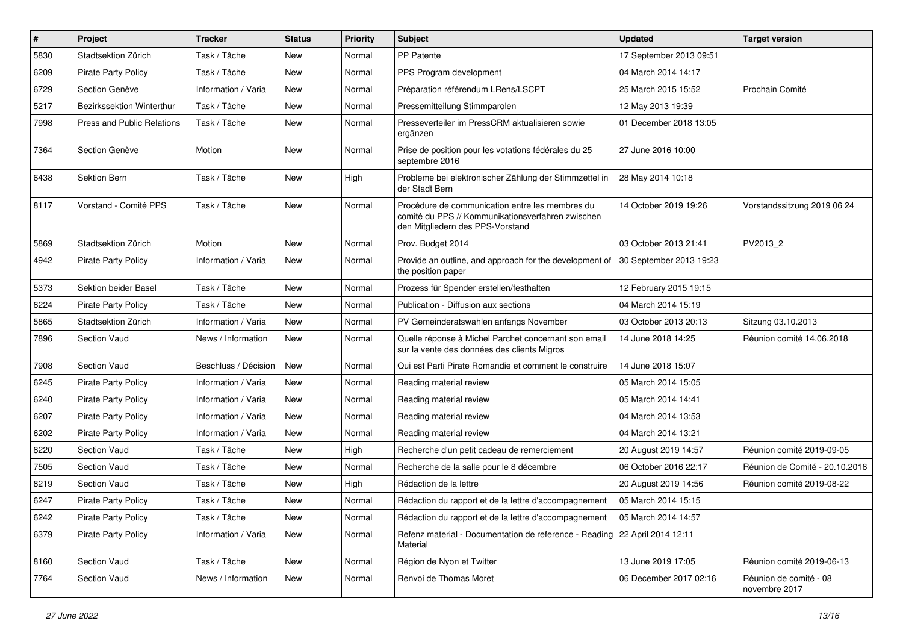| # | Project | Tracker | Status | Priority | Subject | Updated | Target version |
|---|---|---|---|---|---|---|---|
| 5830 | Stadtsektion Zürich | Task / Tâche | New | Normal | PP Patente | 17 September 2013 09:51 | |
| 6209 | Pirate Party Policy | Task / Tâche | New | Normal | PPS Program development | 04 March 2014 14:17 | |
| 6729 | Section Genève | Information / Varia | New | Normal | Préparation référendum LRens/LSCPT | 25 March 2015 15:52 | Prochain Comité |
| 5217 | Bezirkssektion Winterthur | Task / Tâche | New | Normal | Pressemitteilung Stimmparolen | 12 May 2013 19:39 | |
| 7998 | Press and Public Relations | Task / Tâche | New | Normal | Presseverteiler im PressCRM aktualisieren sowie ergänzen | 01 December 2018 13:05 | |
| 7364 | Section Genève | Motion | New | Normal | Prise de position pour les votations fédérales du 25 septembre 2016 | 27 June 2016 10:00 | |
| 6438 | Sektion Bern | Task / Tâche | New | High | Probleme bei elektronischer Zählung der Stimmzettel in der Stadt Bern | 28 May 2014 10:18 | |
| 8117 | Vorstand - Comité PPS | Task / Tâche | New | Normal | Procédure de communication entre les membres du comité du PPS // Kommunikationsverfahren zwischen den Mitgliedern des PPS-Vorstand | 14 October 2019 19:26 | Vorstandssitzung 2019 06 24 |
| 5869 | Stadtsektion Zürich | Motion | New | Normal | Prov. Budget 2014 | 03 October 2013 21:41 | PV2013_2 |
| 4942 | Pirate Party Policy | Information / Varia | New | Normal | Provide an outline, and approach for the development of the position paper | 30 September 2013 19:23 | |
| 5373 | Sektion beider Basel | Task / Tâche | New | Normal | Prozess für Spender erstellen/festhalten | 12 February 2015 19:15 | |
| 6224 | Pirate Party Policy | Task / Tâche | New | Normal | Publication - Diffusion aux sections | 04 March 2014 15:19 | |
| 5865 | Stadtsektion Zürich | Information / Varia | New | Normal | PV Gemeinderatswahlen anfangs November | 03 October 2013 20:13 | Sitzung 03.10.2013 |
| 7896 | Section Vaud | News / Information | New | Normal | Quelle réponse à Michel Parchet concernant son email sur la vente des données des clients Migros | 14 June 2018 14:25 | Réunion comité 14.06.2018 |
| 7908 | Section Vaud | Beschluss / Décision | New | Normal | Qui est Parti Pirate Romandie et comment le construire | 14 June 2018 15:07 | |
| 6245 | Pirate Party Policy | Information / Varia | New | Normal | Reading material review | 05 March 2014 15:05 | |
| 6240 | Pirate Party Policy | Information / Varia | New | Normal | Reading material review | 05 March 2014 14:41 | |
| 6207 | Pirate Party Policy | Information / Varia | New | Normal | Reading material review | 04 March 2014 13:53 | |
| 6202 | Pirate Party Policy | Information / Varia | New | Normal | Reading material review | 04 March 2014 13:21 | |
| 8220 | Section Vaud | Task / Tâche | New | High | Recherche d'un petit cadeau de remerciement | 20 August 2019 14:57 | Réunion comité 2019-09-05 |
| 7505 | Section Vaud | Task / Tâche | New | Normal | Recherche de la salle pour le 8 décembre | 06 October 2016 22:17 | Réunion de Comité - 20.10.2016 |
| 8219 | Section Vaud | Task / Tâche | New | High | Rédaction de la lettre | 20 August 2019 14:56 | Réunion comité 2019-08-22 |
| 6247 | Pirate Party Policy | Task / Tâche | New | Normal | Rédaction du rapport et de la lettre d'accompagnement | 05 March 2014 15:15 | |
| 6242 | Pirate Party Policy | Task / Tâche | New | Normal | Rédaction du rapport et de la lettre d'accompagnement | 05 March 2014 14:57 | |
| 6379 | Pirate Party Policy | Information / Varia | New | Normal | Refenz material - Documentation de reference - Reading Material | 22 April 2014 12:11 | |
| 8160 | Section Vaud | Task / Tâche | New | Normal | Région de Nyon et Twitter | 13 June 2019 17:05 | Réunion comité 2019-06-13 |
| 7764 | Section Vaud | News / Information | New | Normal | Renvoi de Thomas Moret | 06 December 2017 02:16 | Réunion de comité - 08 novembre 2017 |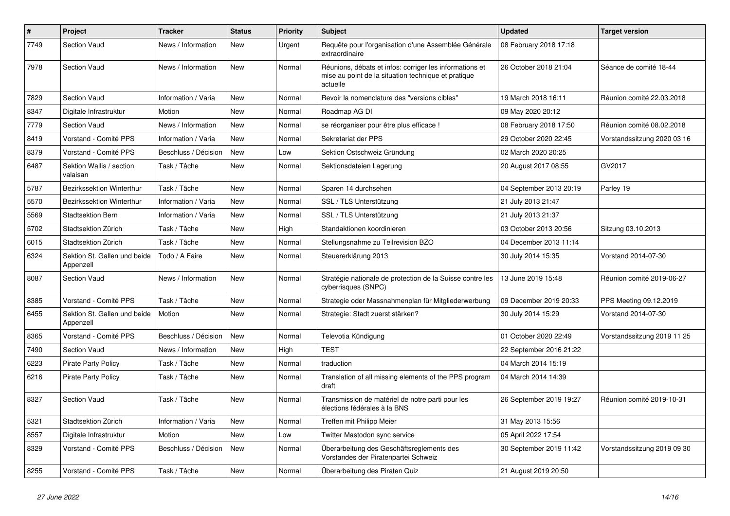| # | Project | Tracker | Status | Priority | Subject | Updated | Target version |
|---|---|---|---|---|---|---|---|
| 7749 | Section Vaud | News / Information | New | Urgent | Requête pour l'organisation d'une Assemblée Générale extraordinaire | 08 February 2018 17:18 | |
| 7978 | Section Vaud | News / Information | New | Normal | Réunions, débats et infos: corriger les informations et mise au point de la situation technique et pratique actuelle | 26 October 2018 21:04 | Séance de comité 18-44 |
| 7829 | Section Vaud | Information / Varia | New | Normal | Revoir la nomenclature des "versions cibles" | 19 March 2018 16:11 | Réunion comité 22.03.2018 |
| 8347 | Digitale Infrastruktur | Motion | New | Normal | Roadmap AG DI | 09 May 2020 20:12 | |
| 7779 | Section Vaud | News / Information | New | Normal | se réorganiser pour être plus efficace ! | 08 February 2018 17:50 | Réunion comité 08.02.2018 |
| 8419 | Vorstand - Comité PPS | Information / Varia | New | Normal | Sekretariat der PPS | 29 October 2020 22:45 | Vorstandssitzung 2020 03 16 |
| 8379 | Vorstand - Comité PPS | Beschluss / Décision | New | Low | Sektion Ostschweiz Gründung | 02 March 2020 20:25 | |
| 6487 | Sektion Wallis / section valaisan | Task / Tâche | New | Normal | Sektionsdateien Lagerung | 20 August 2017 08:55 | GV2017 |
| 5787 | Bezirkssektion Winterthur | Task / Tâche | New | Normal | Sparen 14 durchsehen | 04 September 2013 20:19 | Parley 19 |
| 5570 | Bezirkssektion Winterthur | Information / Varia | New | Normal | SSL / TLS Unterstützung | 21 July 2013 21:47 | |
| 5569 | Stadtsektion Bern | Information / Varia | New | Normal | SSL / TLS Unterstützung | 21 July 2013 21:37 | |
| 5702 | Stadtsektion Zürich | Task / Tâche | New | High | Standaktionen koordinieren | 03 October 2013 20:56 | Sitzung 03.10.2013 |
| 6015 | Stadtsektion Zürich | Task / Tâche | New | Normal | Stellungsnahme zu Teilrevision BZO | 04 December 2013 11:14 | |
| 6324 | Sektion St. Gallen und beide Appenzell | Todo / A Faire | New | Normal | Steuererklärung 2013 | 30 July 2014 15:35 | Vorstand 2014-07-30 |
| 8087 | Section Vaud | News / Information | New | Normal | Stratégie nationale de protection de la Suisse contre les cyberrisques (SNPC) | 13 June 2019 15:48 | Réunion comité 2019-06-27 |
| 8385 | Vorstand - Comité PPS | Task / Tâche | New | Normal | Strategie oder Massnahmenplan für Mitgliederwerbung | 09 December 2019 20:33 | PPS Meeting 09.12.2019 |
| 6455 | Sektion St. Gallen und beide Appenzell | Motion | New | Normal | Strategie: Stadt zuerst stärken? | 30 July 2014 15:29 | Vorstand 2014-07-30 |
| 8365 | Vorstand - Comité PPS | Beschluss / Décision | New | Normal | Televotia Kündigung | 01 October 2020 22:49 | Vorstandssitzung 2019 11 25 |
| 7490 | Section Vaud | News / Information | New | High | TEST | 22 September 2016 21:22 | |
| 6223 | Pirate Party Policy | Task / Tâche | New | Normal | traduction | 04 March 2014 15:19 | |
| 6216 | Pirate Party Policy | Task / Tâche | New | Normal | Translation of all missing elements of the PPS program draft | 04 March 2014 14:39 | |
| 8327 | Section Vaud | Task / Tâche | New | Normal | Transmission de matériel de notre parti pour les élections fédérales à la BNS | 26 September 2019 19:27 | Réunion comité 2019-10-31 |
| 5321 | Stadtsektion Zürich | Information / Varia | New | Normal | Treffen mit Philipp Meier | 31 May 2013 15:56 | |
| 8557 | Digitale Infrastruktur | Motion | New | Low | Twitter Mastodon sync service | 05 April 2022 17:54 | |
| 8329 | Vorstand - Comité PPS | Beschluss / Décision | New | Normal | Überarbeitung des Geschäftsreglements des Vorstandes der Piratenpartei Schweiz | 30 September 2019 11:42 | Vorstandssitzung 2019 09 30 |
| 8255 | Vorstand - Comité PPS | Task / Tâche | New | Normal | Überarbeitung des Piraten Quiz | 21 August 2019 20:50 | |

*27 June 2022*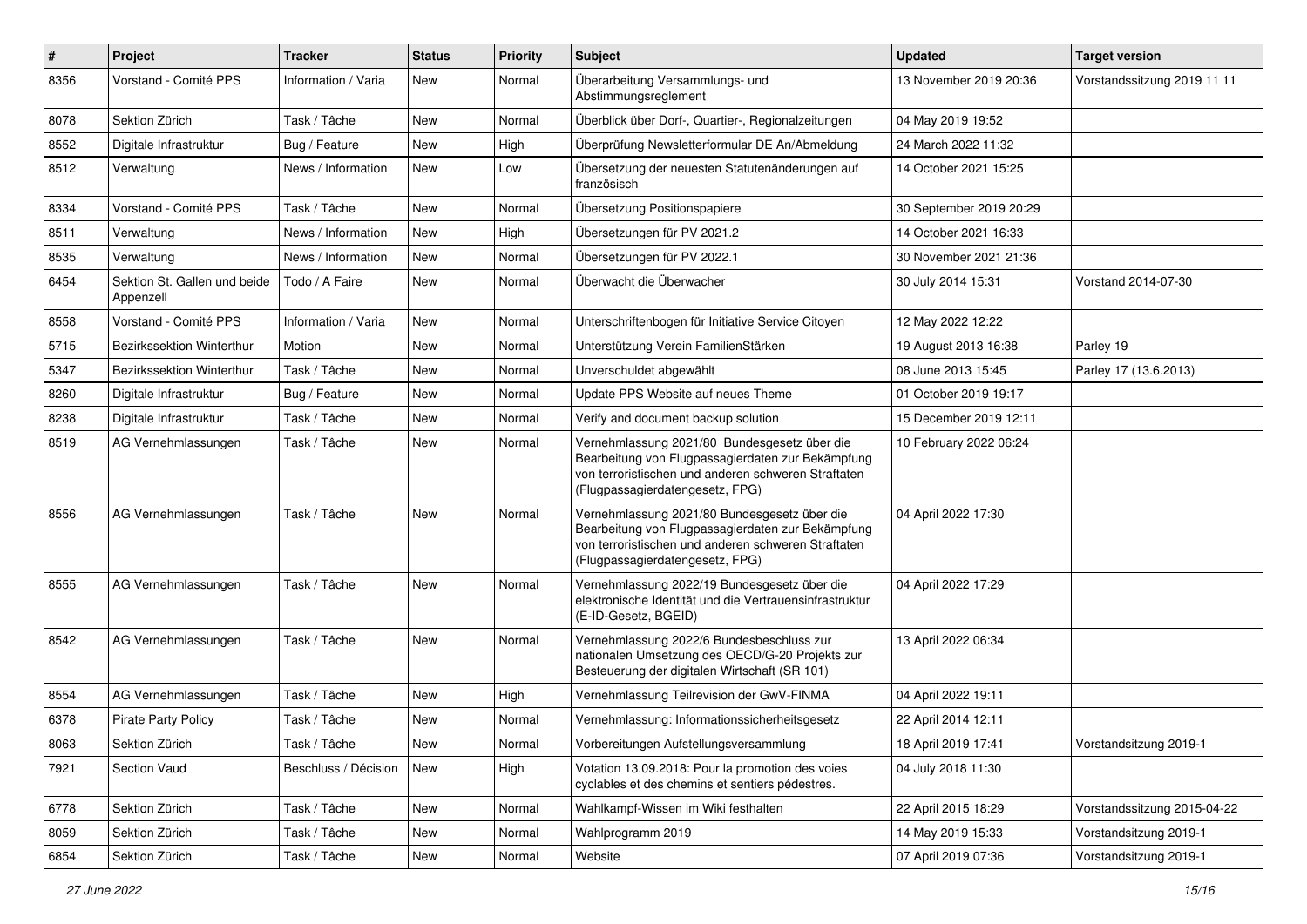| # | Project | Tracker | Status | Priority | Subject | Updated | Target version |
|---|---|---|---|---|---|---|---|
| 8356 | Vorstand - Comité PPS | Information / Varia | New | Normal | Überarbeitung Versammlungs- und Abstimmungsreglement | 13 November 2019 20:36 | Vorstandssitzung 2019 11 11 |
| 8078 | Sektion Zürich | Task / Tâche | New | Normal | Überblick über Dorf-, Quartier-, Regionalzeitungen | 04 May 2019 19:52 | |
| 8552 | Digitale Infrastruktur | Bug / Feature | New | High | Überprüfung Newsletterformular DE An/Abmeldung | 24 March 2022 11:32 | |
| 8512 | Verwaltung | News / Information | New | Low | Übersetzung der neuesten Statutenänderungen auf französisch | 14 October 2021 15:25 | |
| 8334 | Vorstand - Comité PPS | Task / Tâche | New | Normal | Übersetzung Positionspapiere | 30 September 2019 20:29 | |
| 8511 | Verwaltung | News / Information | New | High | Übersetzungen für PV 2021.2 | 14 October 2021 16:33 | |
| 8535 | Verwaltung | News / Information | New | Normal | Übersetzungen für PV 2022.1 | 30 November 2021 21:36 | |
| 6454 | Sektion St. Gallen und beide Appenzell | Todo / A Faire | New | Normal | Überwacht die Überwacher | 30 July 2014 15:31 | Vorstand 2014-07-30 |
| 8558 | Vorstand - Comité PPS | Information / Varia | New | Normal | Unterschriftenbogen für Initiative Service Citoyen | 12 May 2022 12:22 | |
| 5715 | Bezirkssektion Winterthur | Motion | New | Normal | Unterstützung Verein FamilienStärken | 19 August 2013 16:38 | Parley 19 |
| 5347 | Bezirkssektion Winterthur | Task / Tâche | New | Normal | Unverschuldet abgewählt | 08 June 2013 15:45 | Parley 17 (13.6.2013) |
| 8260 | Digitale Infrastruktur | Bug / Feature | New | Normal | Update PPS Website auf neues Theme | 01 October 2019 19:17 | |
| 8238 | Digitale Infrastruktur | Task / Tâche | New | Normal | Verify and document backup solution | 15 December 2019 12:11 | |
| 8519 | AG Vernehmlassungen | Task / Tâche | New | Normal | Vernehmlassung 2021/80 Bundesgesetz über die Bearbeitung von Flugpassagierdaten zur Bekämpfung von terroristischen und anderen schweren Straftaten (Flugpassagierdatengesetz, FPG) | 10 February 2022 06:24 | |
| 8556 | AG Vernehmlassungen | Task / Tâche | New | Normal | Vernehmlassung 2021/80 Bundesgesetz über die Bearbeitung von Flugpassagierdaten zur Bekämpfung von terroristischen und anderen schweren Straftaten (Flugpassagierdatengesetz, FPG) | 04 April 2022 17:30 | |
| 8555 | AG Vernehmlassungen | Task / Tâche | New | Normal | Vernehmlassung 2022/19 Bundesgesetz über die elektronische Identität und die Vertrauensinfrastruktur (E-ID-Gesetz, BGEID) | 04 April 2022 17:29 | |
| 8542 | AG Vernehmlassungen | Task / Tâche | New | Normal | Vernehmlassung 2022/6 Bundesbeschluss zur nationalen Umsetzung des OECD/G-20 Projekts zur Besteuerung der digitalen Wirtschaft (SR 101) | 13 April 2022 06:34 | |
| 8554 | AG Vernehmlassungen | Task / Tâche | New | High | Vernehmlassung Teilrevision der GwV-FINMA | 04 April 2022 19:11 | |
| 6378 | Pirate Party Policy | Task / Tâche | New | Normal | Vernehmlassung: Informationssicherheitsgesetz | 22 April 2014 12:11 | |
| 8063 | Sektion Zürich | Task / Tâche | New | Normal | Vorbereitungen Aufstellungsversammlung | 18 April 2019 17:41 | Vorstandsitzung 2019-1 |
| 7921 | Section Vaud | Beschluss / Décision | New | High | Votation 13.09.2018: Pour la promotion des voies cyclables et des chemins et sentiers pédestres. | 04 July 2018 11:30 | |
| 6778 | Sektion Zürich | Task / Tâche | New | Normal | Wahlkampf-Wissen im Wiki festhalten | 22 April 2015 18:29 | Vorstandssitzung 2015-04-22 |
| 8059 | Sektion Zürich | Task / Tâche | New | Normal | Wahlprogramm 2019 | 14 May 2019 15:33 | Vorstandsitzung 2019-1 |
| 6854 | Sektion Zürich | Task / Tâche | New | Normal | Website | 07 April 2019 07:36 | Vorstandsitzung 2019-1 |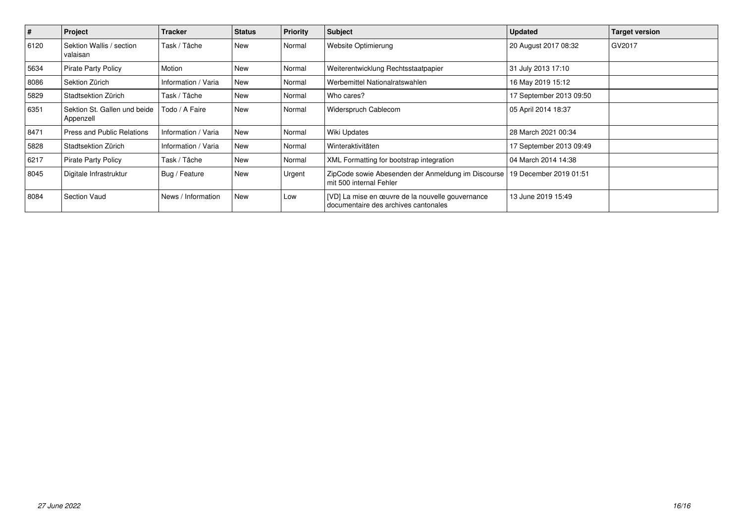| # | Project | Tracker | Status | Priority | Subject | Updated | Target version |
|---|---|---|---|---|---|---|---|
| 6120 | Sektion Wallis / section valaisan | Task / Tâche | New | Normal | Website Optimierung | 20 August 2017 08:32 | GV2017 |
| 5634 | Pirate Party Policy | Motion | New | Normal | Weiterentwicklung Rechtsstaatpapier | 31 July 2013 17:10 | |
| 8086 | Sektion Zürich | Information / Varia | New | Normal | Werbemittel Nationalratswahlen | 16 May 2019 15:12 | |
| 5829 | Stadtsektion Zürich | Task / Tâche | New | Normal | Who cares? | 17 September 2013 09:50 | |
| 6351 | Sektion St. Gallen und beide Appenzell | Todo / A Faire | New | Normal | Widerspruch Cablecom | 05 April 2014 18:37 | |
| 8471 | Press and Public Relations | Information / Varia | New | Normal | Wiki Updates | 28 March 2021 00:34 | |
| 5828 | Stadtsektion Zürich | Information / Varia | New | Normal | Winteraktivitäten | 17 September 2013 09:49 | |
| 6217 | Pirate Party Policy | Task / Tâche | New | Normal | XML Formatting for bootstrap integration | 04 March 2014 14:38 | |
| 8045 | Digitale Infrastruktur | Bug / Feature | New | Urgent | ZipCode sowie Abesenden der Anmeldung im Discourse mit 500 internal Fehler | 19 December 2019 01:51 | |
| 8084 | Section Vaud | News / Information | New | Low | [VD] La mise en œuvre de la nouvelle gouvernance documentaire des archives cantonales | 13 June 2019 15:49 | |

*27 June 2022*